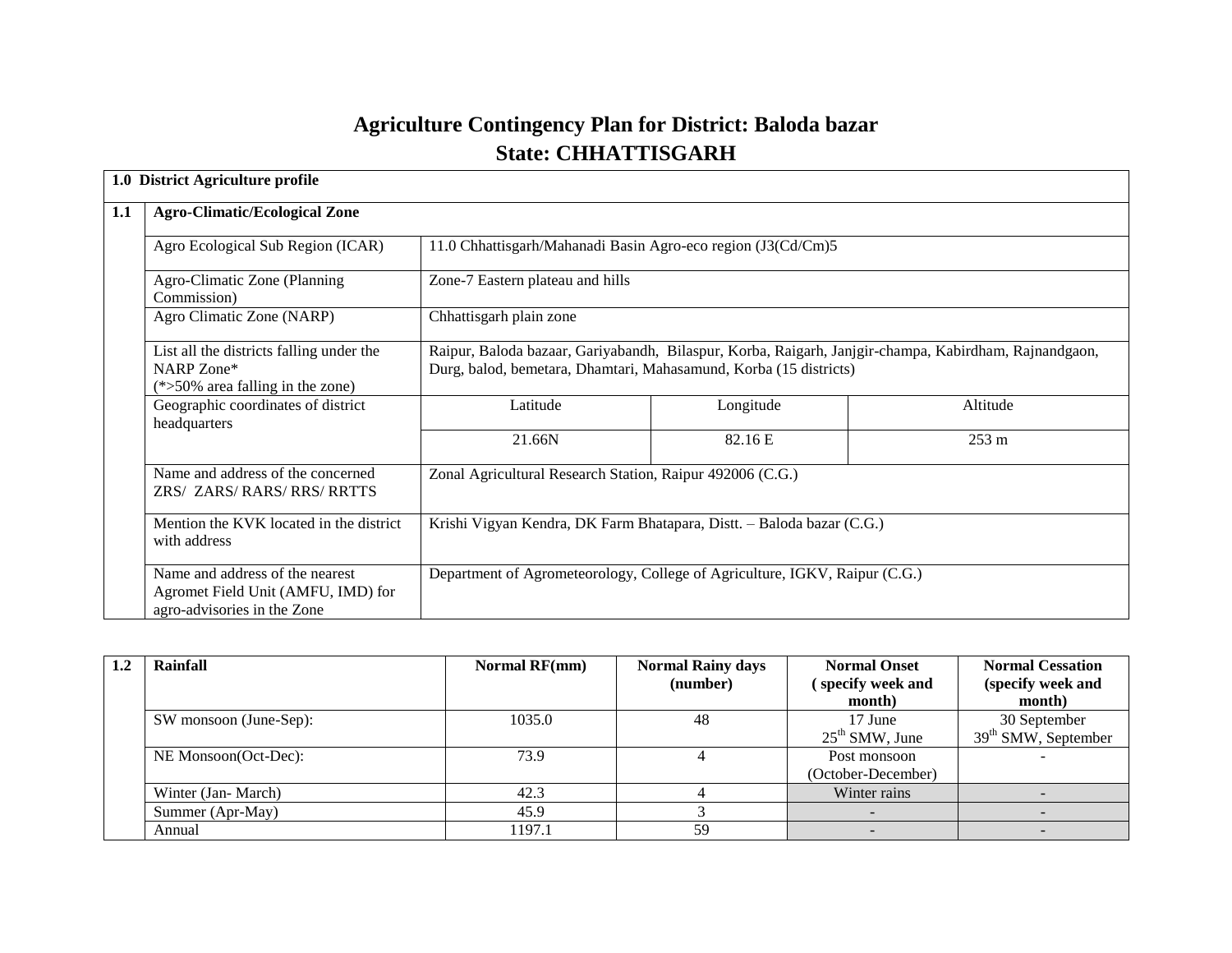# Agriculture Contingency Plan for District: Baloda bazar
# State: CHHATTISGARH

| 1.0 District Agriculture profile | | | | |
|---|---|---|---|---|
| **1.1** | **Agro-Climatic/Ecological Zone** | | | |
| | Agro Ecological Sub Region (ICAR) | 11.0 Chhattisgarh/Mahanadi Basin Agro-eco region (J3(Cd/Cm)5 | | |
| | Agro-Climatic Zone (Planning Commission) | Zone-7 Eastern plateau and hills | | |
| | Agro Climatic Zone (NARP) | Chhattisgarh plain zone | | |
| | List all the districts falling under the NARP Zone* (*>50% area falling in the zone) | Raipur, Baloda bazaar, Gariyabandh, Bilaspur, Korba, Raigarh, Janjgir-champa, Kabirdham, Rajnandgaon, Durg, balod, bemetara, Dhamtari, Mahasamund, Korba (15 districts) | | |
| | Geographic coordinates of district headquarters | Latitude | Longitude | Altitude |
| | | 21.66N | 82.16 E | 253 m |
| | Name and address of the concerned ZRS/ ZARS/ RARS/ RRS/ RRTTS | Zonal Agricultural Research Station, Raipur 492006 (C.G.) | | |
| | Mention the KVK located in the district with address | Krishi Vigyan Kendra, DK Farm Bhatapara, Distt. – Baloda bazar (C.G.) | | |
| | Name and address of the nearest Agromet Field Unit (AMFU, IMD) for agro-advisories in the Zone | Department of Agrometeorology, College of Agriculture, IGKV, Raipur (C.G.) | | |

| 1.2 | Rainfall | Normal RF(mm) | Normal Rainy days (number) | Normal Onset ( specify week and month) | Normal Cessation (specify week and month) |
|---|---|---|---|---|---|
| | SW monsoon (June-Sep): | 1035.0 | 48 | 17 June<br>25th SMW, June | 30 September<br>39th SMW, September |
| | NE Monsoon(Oct-Dec): | 73.9 | 4 | Post monsoon (October-December) | - |
| | Winter (Jan- March) | 42.3 | 4 | Winter rains | - |
| | Summer (Apr-May) | 45.9 | 3 | - | - |
| | Annual | 1197.1 | 59 | - | - |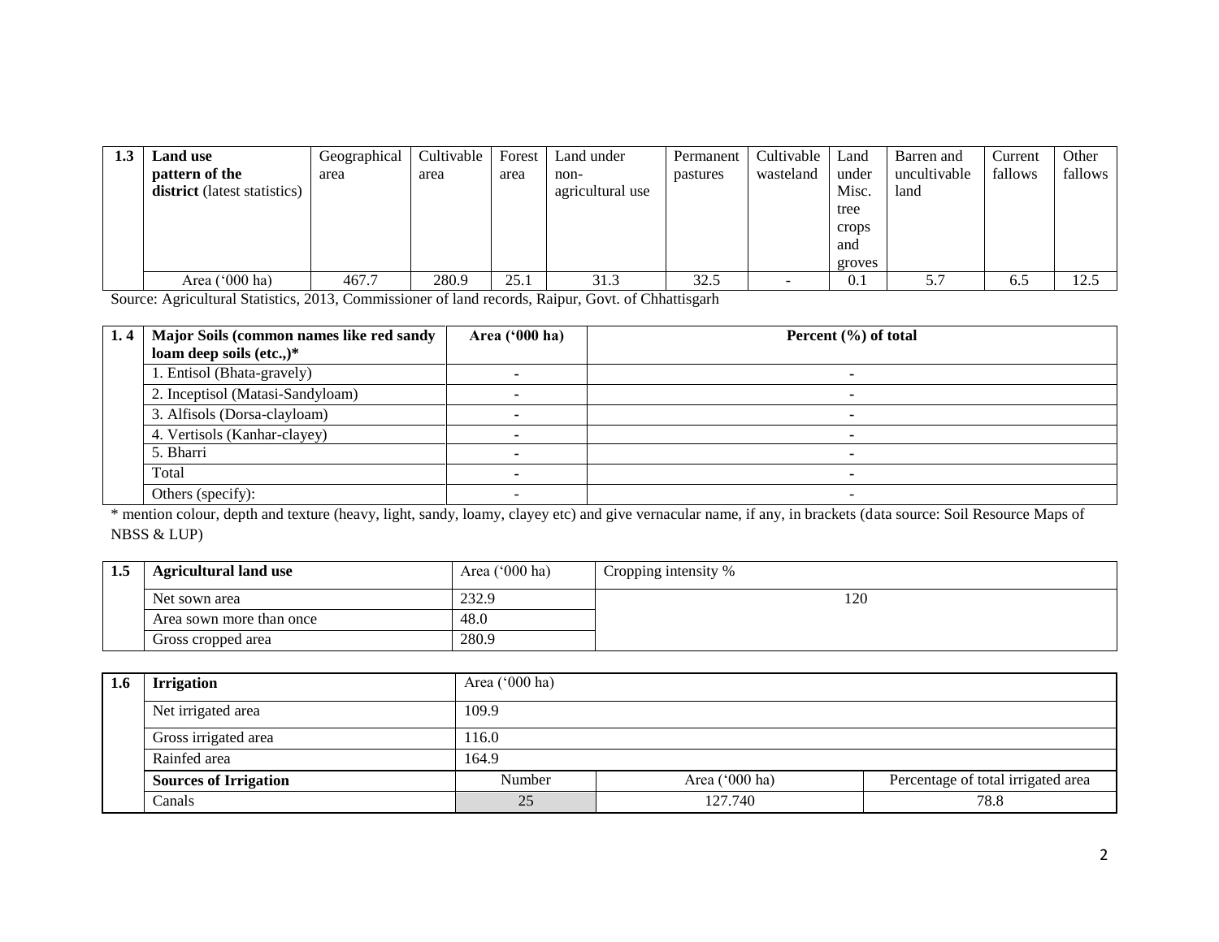| 1.3 | **Land use pattern of the district** (latest statistics) | Geographical area | Cultivable area | Forest area | Land under non-agricultural use | Permanent pastures | Cultivable wasteland | Land under Misc. tree crops and groves | Barren and uncultivable land | Current fallows | Other fallows |
|---|---|---|---|---|---|---|---|---|---|---|---|
| | Area ('000 ha) | 467.7 | 280.9 | 25.1 | 31.3 | 32.5 | - | 0.1 | 5.7 | 6.5 | 12.5 |

Source: Agricultural Statistics, 2013, Commissioner of land records, Raipur, Govt. of Chhattisgarh

| 1. 4 | **Major Soils (common names like red sandy loam deep soils (etc.,)*** | **Area ('000 ha)** | **Percent (%) of total** |
|---|---|---|---|
| | 1. Entisol (Bhata-gravely) | - | - |
| | 2. Inceptisol (Matasi-Sandyloam) | - | - |
| | 3. Alfisols (Dorsa-clayloam) | - | - |
| | 4. Vertisols (Kanhar-clayey) | - | - |
| | 5. Bharri | - | - |
| | Total | - | - |
| | Others (specify): | - | - |

* mention colour, depth and texture (heavy, light, sandy, loamy, clayey etc) and give vernacular name, if any, in brackets (data source: Soil Resource Maps of NBSS & LUP)

| 1.5 | **Agricultural land use** | Area ('000 ha) | Cropping intensity % |
|---|---|---|---|
| | Net sown area | 232.9 | 120 |
| | Area sown more than once | 48.0 | |
| | Gross cropped area | 280.9 | |

| 1.6 | **Irrigation** | Area ('000 ha) | | |
|---|---|---|---|---|
| | Net irrigated area | 109.9 | | |
| | Gross irrigated area | 116.0 | | |
| | Rainfed area | 164.9 | | |
| | **Sources of Irrigation** | Number | Area ('000 ha) | Percentage of total irrigated area |
| | Canals | 25 | 127.740 | 78.8 |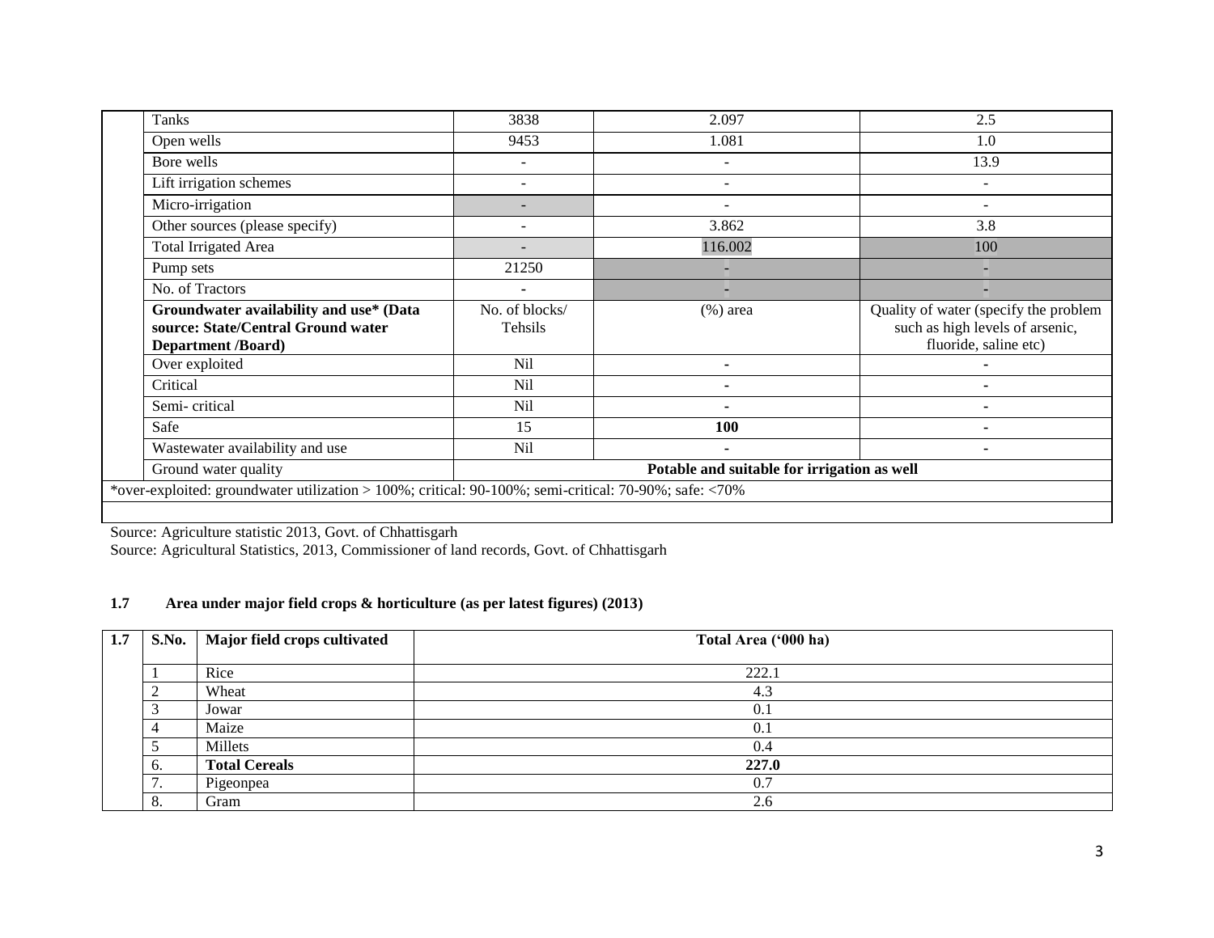| | | | | |
|---|---|---|---|---|
| | Tanks | 3838 | 2.097 | 2.5 |
| | Open wells | 9453 | 1.081 | 1.0 |
| | Bore wells | - | - | 13.9 |
| | Lift irrigation schemes | - | - | - |
| | Micro-irrigation | - | - | - |
| | Other sources (please specify) | - | 3.862 | 3.8 |
| | Total Irrigated Area | - | 116.002 | 100 |
| | Pump sets | 21250 | - | - |
| | No. of Tractors | - | - | - |
| | **Groundwater availability and use* (Data source: State/Central Ground water Department /Board)** | No. of blocks/ Tehsils | (%) area | Quality of water (specify the problem such as high levels of arsenic, fluoride, saline etc) |
| | Over exploited | Nil | - | - |
| | Critical | Nil | - | - |
| | Semi- critical | Nil | - | - |
| | Safe | 15 | **100** | - |
| | Wastewater availability and use | Nil | - | - |
| | Ground water quality | **Potable and suitable for irrigation as well** | | |
| *over-exploited: groundwater utilization > 100%; critical: 90-100%; semi-critical: 70-90%; safe: <70% | | | | |

Source: Agriculture statistic 2013, Govt. of Chhattisgarh
Source: Agricultural Statistics, 2013, Commissioner of land records, Govt. of Chhattisgarh

**1.7 Area under major field crops & horticulture (as per latest figures) (2013)**

| 1.7 | S.No. | Major field crops cultivated | Total Area ('000 ha) |
|---|---|---|---|
| | 1 | Rice | 222.1 |
| | 2 | Wheat | 4.3 |
| | 3 | Jowar | 0.1 |
| | 4 | Maize | 0.1 |
| | 5 | Millets | 0.4 |
| | 6. | **Total Cereals** | **227.0** |
| | 7. | Pigeonpea | 0.7 |
| | 8. | Gram | 2.6 |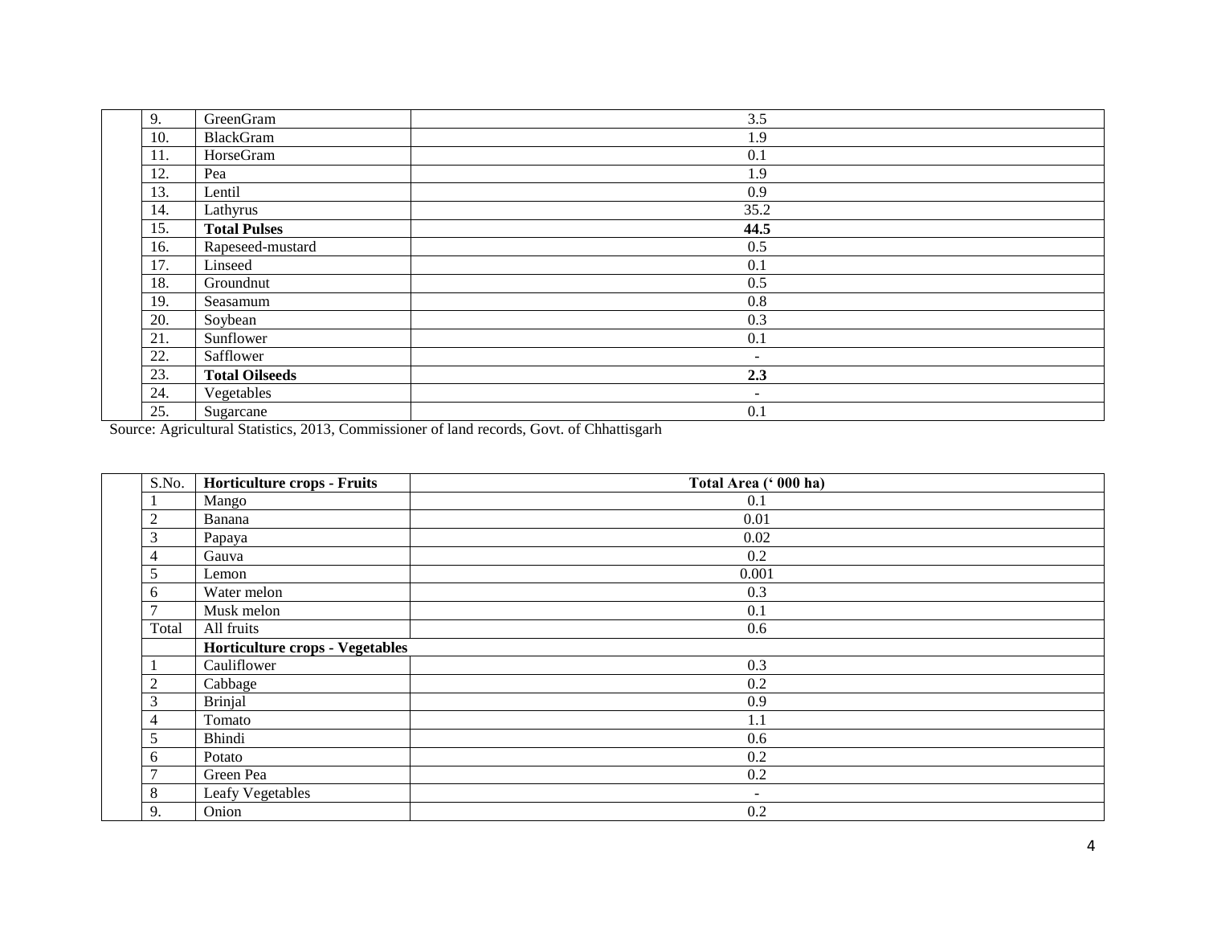| | | | |
|---|---|---|---|
| | 9. | GreenGram | 3.5 |
| | 10. | BlackGram | 1.9 |
| | 11. | HorseGram | 0.1 |
| | 12. | Pea | 1.9 |
| | 13. | Lentil | 0.9 |
| | 14. | Lathyrus | 35.2 |
| | 15. | **Total Pulses** | **44.5** |
| | 16. | Rapeseed-mustard | 0.5 |
| | 17. | Linseed | 0.1 |
| | 18. | Groundnut | 0.5 |
| | 19. | Seasamum | 0.8 |
| | 20. | Soybean | 0.3 |
| | 21. | Sunflower | 0.1 |
| | 22. | Safflower | - |
| | 23. | **Total Oilseeds** | **2.3** |
| | 24. | Vegetables | - |
| | 25. | Sugarcane | 0.1 |

Source: Agricultural Statistics, 2013, Commissioner of land records, Govt. of Chhattisgarh

| | S.No. | Horticulture crops - Fruits | Total Area (' 000 ha) |
|---|---|---|---|
| | 1 | Mango | 0.1 |
| | 2 | Banana | 0.01 |
| | 3 | Papaya | 0.02 |
| | 4 | Gauva | 0.2 |
| | 5 | Lemon | 0.001 |
| | 6 | Water melon | 0.3 |
| | 7 | Musk melon | 0.1 |
| | Total | All fruits | 0.6 |
| | | **Horticulture crops - Vegetables** | |
| | 1 | Cauliflower | 0.3 |
| | 2 | Cabbage | 0.2 |
| | 3 | Brinjal | 0.9 |
| | 4 | Tomato | 1.1 |
| | 5 | Bhindi | 0.6 |
| | 6 | Potato | 0.2 |
| | 7 | Green Pea | 0.2 |
| | 8 | Leafy Vegetables | - |
| | 9. | Onion | 0.2 |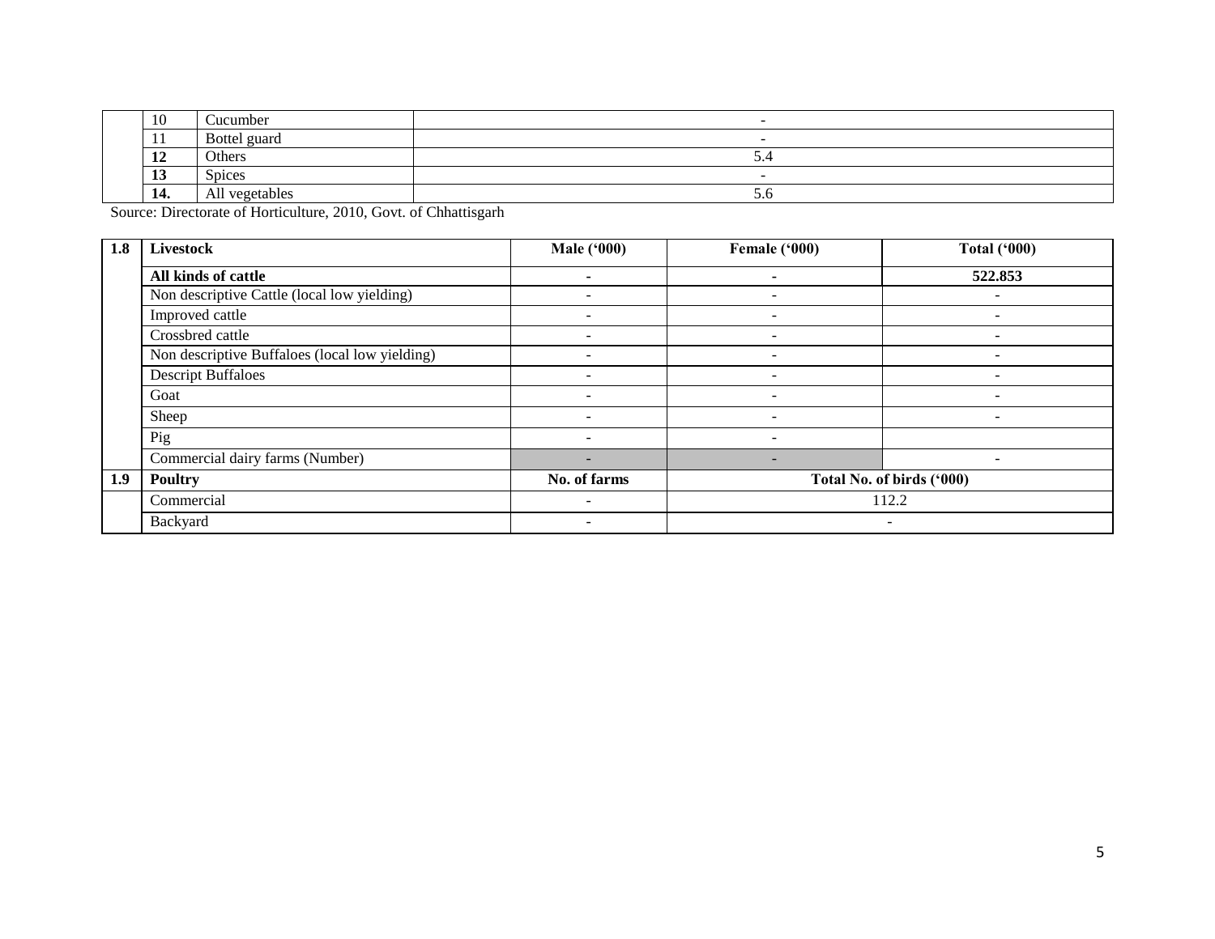|  | 10 | Cucumber | - |
|---|---|---|---|
|  | 11 | Bottel guard | - |
|  | **12** | Others | 5.4 |
|  | **13** | Spices | - |
|  | **14.** | All vegetables | 5.6 |

Source: Directorate of Horticulture, 2010, Govt. of Chhattisgarh

| **1.8** | **Livestock** | **Male ('000)** | **Female ('000)** | **Total ('000)** |
|---|---|---|---|---|
|  | **All kinds of cattle** | **-** | **-** | **522.853** |
|  | Non descriptive Cattle (local low yielding) | - | - | - |
|  | Improved cattle | - | - | - |
|  | Crossbred cattle | - | - | - |
|  | Non descriptive Buffaloes (local low yielding) | - | - | - |
|  | Descript Buffaloes | - | - | - |
|  | Goat | - | - | - |
|  | Sheep | - | - | - |
|  | Pig | - | - |  |
|  | Commercial dairy farms (Number) | - | - | - |
| **1.9** | **Poultry** | **No. of farms** | **Total No. of birds ('000)** |  |
|  | Commercial | - | 112.2 |  |
|  | Backyard | - | - |  |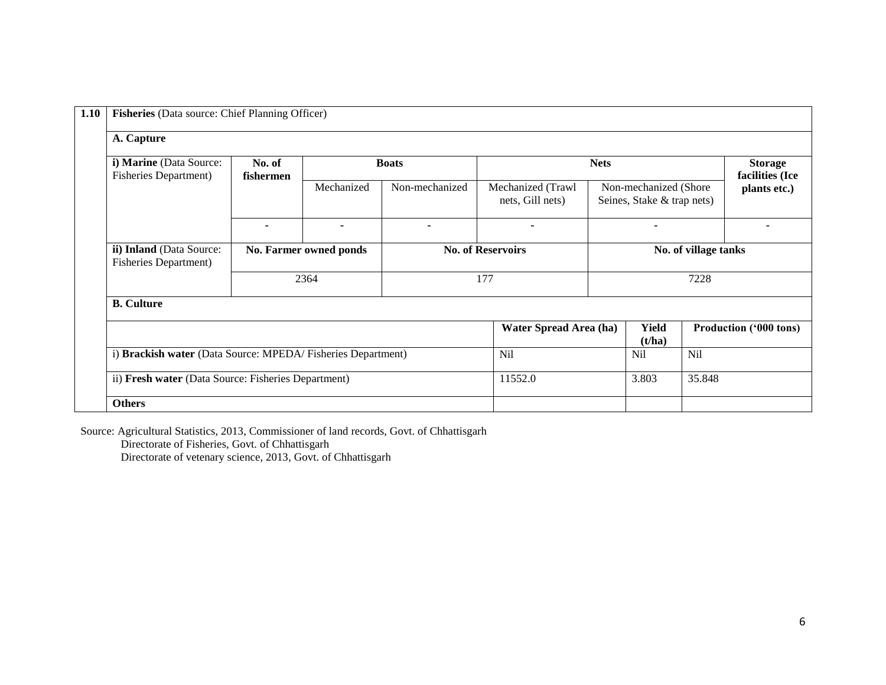| 1.10 | Fisheries (Data source: Chief Planning Officer) | | | | | | |
|---|---|---|---|---|---|---|---|
| | **A. Capture** | | | | | | |
| | **i) Marine** (Data Source: Fisheries Department) | **No. of fishermen** | **Boats** | | **Nets** | | **Storage facilities (Ice plants etc.)** |
| | | | Mechanized | Non-mechanized | Mechanized (Trawl nets, Gill nets) | Non-mechanized (Shore Seines, Stake & trap nets) | |
| | | - | - | - | - | - | - |
| | **ii) Inland** (Data Source: Fisheries Department) | **No. Farmer owned ponds** | | **No. of Reservoirs** | | **No. of village tanks** | |
| | | 2364 | | 177 | | 7228 | |
| | **B. Culture** | | | | | | |
| | | | | | **Water Spread Area (ha)** | **Yield (t/ha)** | **Production ('000 tons)** |
| | i) **Brackish water** (Data Source: MPEDA/ Fisheries Department) | | | | Nil | Nil | Nil |
| | ii) **Fresh water** (Data Source: Fisheries Department) | | | | 11552.0 | 3.803 | 35.848 |
| | **Others** | | | | | | |

Source: Agricultural Statistics, 2013, Commissioner of land records, Govt. of Chhattisgarh
Directorate of Fisheries, Govt. of Chhattisgarh
Directorate of vetenary science, 2013, Govt. of Chhattisgarh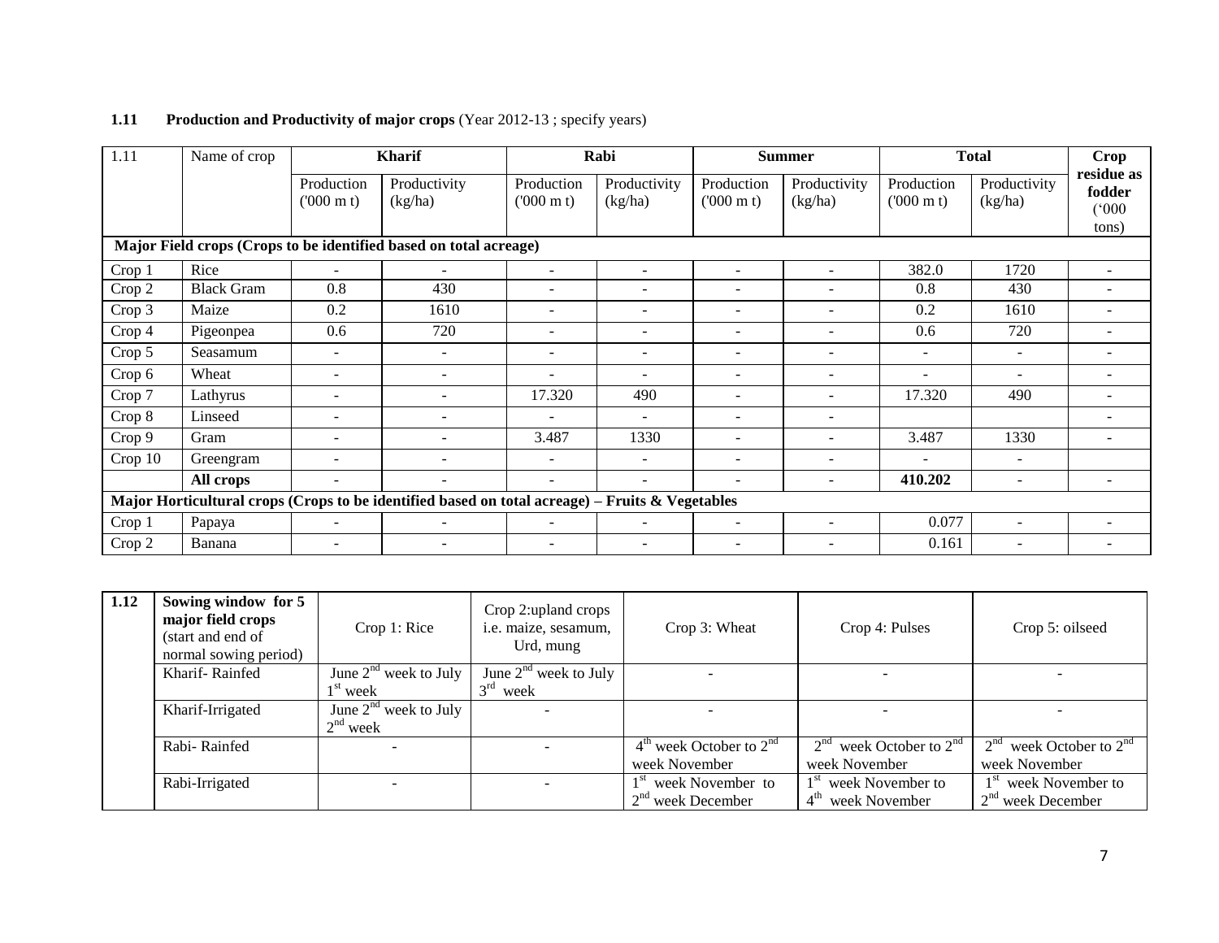**1.11 Production and Productivity of major crops** (Year 2012-13 ; specify years)

| 1.11 | Name of crop | Kharif | | Rabi | | Summer | | Total | | Crop residue as fodder ('000 tons) |
|---|---|---|---|---|---|---|---|---|---|---|
| | | Production ('000 m t) | Productivity (kg/ha) | Production ('000 m t) | Productivity (kg/ha) | Production ('000 m t) | Productivity (kg/ha) | Production ('000 m t) | Productivity (kg/ha) | |
| **Major Field crops (Crops to be identified based on total acreage)** | | | | | | | | | | |
| Crop 1 | Rice | - | - | - | - | - | - | 382.0 | 1720 | - |
| Crop 2 | Black Gram | 0.8 | 430 | - | - | - | - | 0.8 | 430 | - |
| Crop 3 | Maize | 0.2 | 1610 | - | - | - | - | 0.2 | 1610 | - |
| Crop 4 | Pigeonpea | 0.6 | 720 | - | - | - | - | 0.6 | 720 | - |
| Crop 5 | Seasamum | - | - | - | - | - | - | - | - | - |
| Crop 6 | Wheat | - | - | - | - | - | - | - | - | - |
| Crop 7 | Lathyrus | - | - | 17.320 | 490 | - | - | 17.320 | 490 | - |
| Crop 8 | Linseed | - | - | - | - | - | - | | | - |
| Crop 9 | Gram | - | - | 3.487 | 1330 | - | - | 3.487 | 1330 | - |
| Crop 10 | Greengram | - | - | - | - | - | - | - | - | |
| | **All crops** | - | - | - | - | - | - | **410.202** | - | - |
| **Major Horticultural crops (Crops to be identified based on total acreage) – Fruits & Vegetables** | | | | | | | | | | |
| Crop 1 | Papaya | - | - | - | - | - | - | 0.077 | - | - |
| Crop 2 | Banana | - | - | - | - | - | - | 0.161 | - | - |

| **1.12** | **Sowing window for 5 major field crops** (start and end of normal sowing period) | Crop 1: Rice | Crop 2:upland crops i.e. maize, sesamum, Urd, mung | Crop 3: Wheat | Crop 4: Pulses | Crop 5: oilseed |
|---|---|---|---|---|---|---|
| | Kharif- Rainfed | June 2nd week to July 1st week | June 2nd week to July 3rd week | - | - | - |
| | Kharif-Irrigated | June 2nd week to July 2nd week | - | - | - | - |
| | Rabi- Rainfed | - | - | 4th week October to 2nd week November | 2nd week October to 2nd week November | 2nd week October to 2nd week November |
| | Rabi-Irrigated | - | - | 1st week November to 2nd week December | 1st week November to 4th week November | 1st week November to 2nd week December |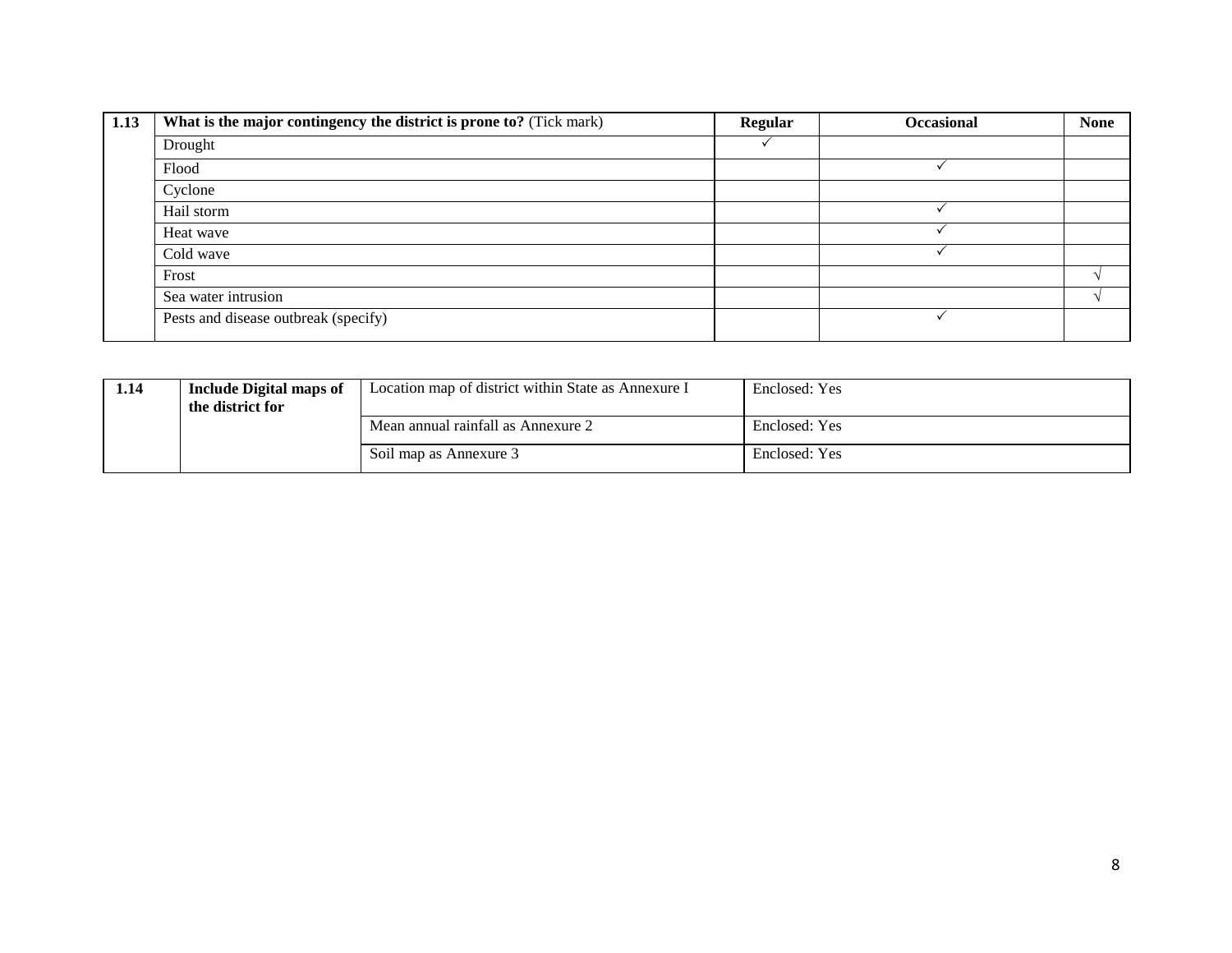| 1.13 | **What is the major contingency the district is prone to?** (Tick mark) | **Regular** | **Occasional** | **None** |
|---|---|---|---|---|
| | Drought | ✓ | | |
| | Flood | | ✓ | |
| | Cyclone | | | |
| | Hail storm | | ✓ | |
| | Heat wave | | ✓ | |
| | Cold wave | | ✓ | |
| | Frost | | | √ |
| | Sea water intrusion | | | √ |
| | Pests and disease outbreak (specify) | | ✓ | |

| 1.14 | **Include Digital maps of the district for** | Location map of district within State as Annexure I | Enclosed: Yes |
|---|---|---|---|
| | | Mean annual rainfall as Annexure 2 | Enclosed: Yes |
| | | Soil map as Annexure 3 | Enclosed: Yes |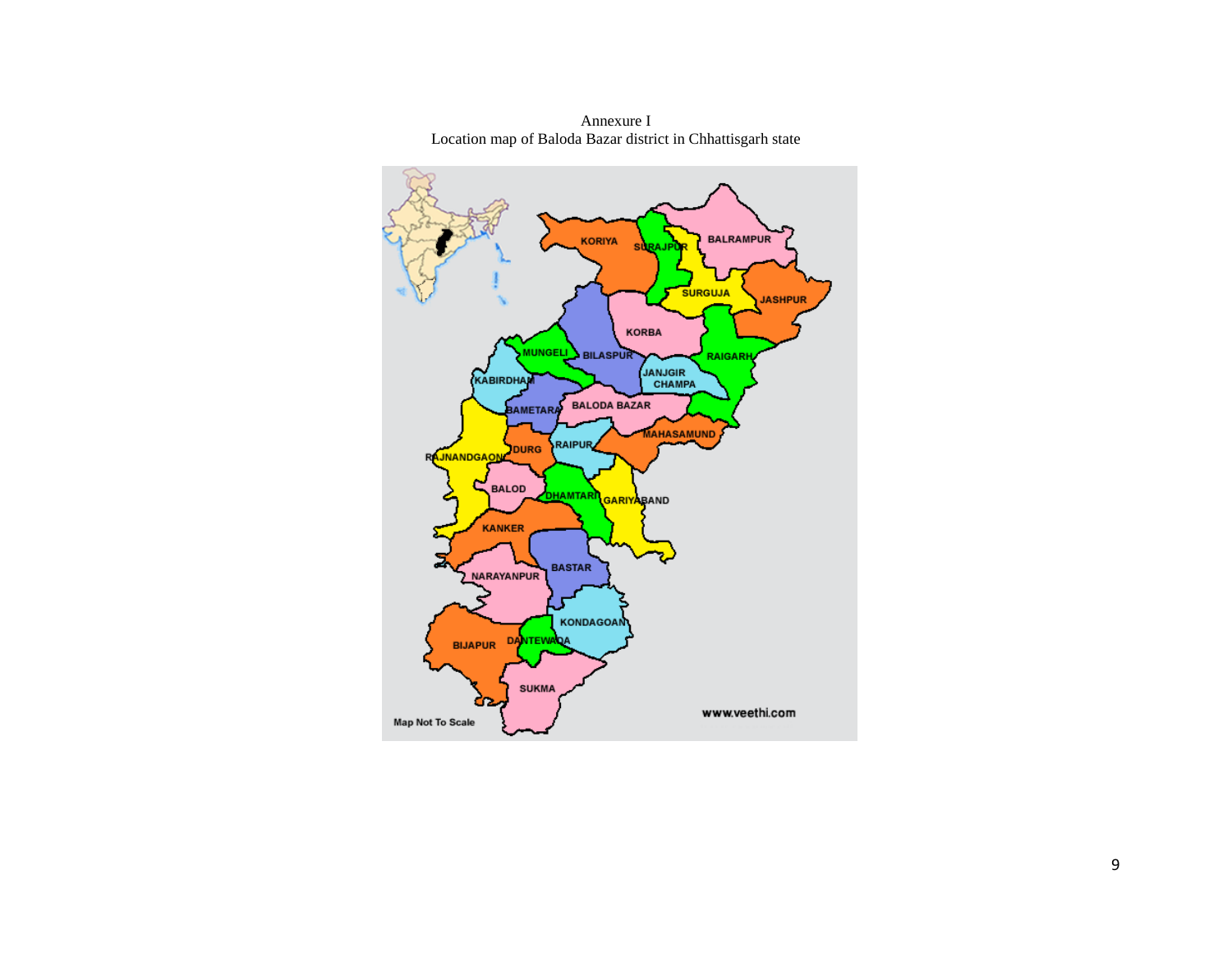Annexure I

Location map of Baloda Bazar district in Chhattisgarh state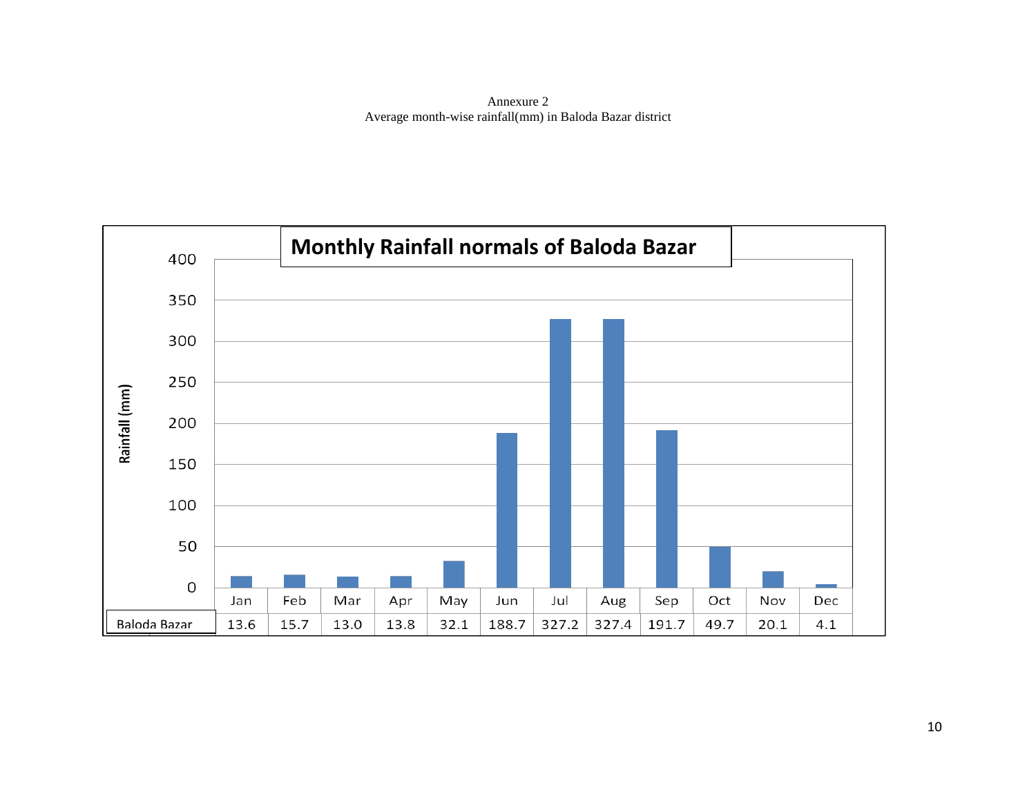Annexure 2

Average month-wise rainfall(mm) in Baloda Bazar district

**Monthly Rainfall normals of Baloda Bazar**

| | Jan | Feb | Mar | Apr | May | Jun | Jul | Aug | Sep | Oct | Nov | Dec |
|---|---|---|---|---|---|---|---|---|---|---|---|---|
| Baloda Bazar | 13.6 | 15.7 | 13.0 | 13.8 | 32.1 | 188.7 | 327.2 | 327.4 | 191.7 | 49.7 | 20.1 | 4.1 |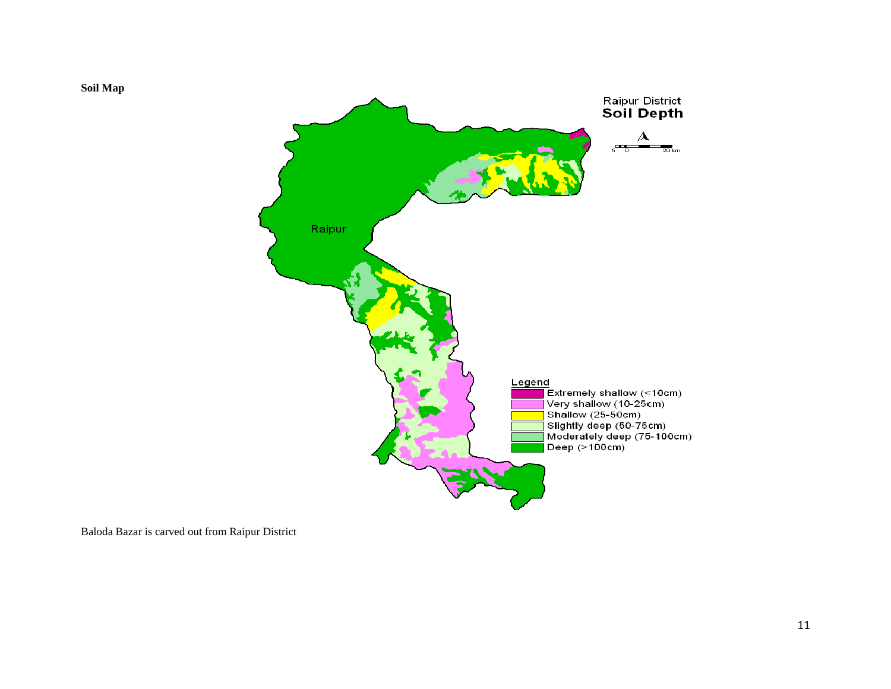**Soil Map**

Raipur District
**Soil Depth**

Raipur

Legend
- Extremely shallow (<10cm)
- Very shallow (10-25cm)
- Shallow (25-50cm)
- Slightly deep (50-75cm)
- Moderately deep (75-100cm)
- Deep (>100cm)

Baloda Bazar is carved out from Raipur District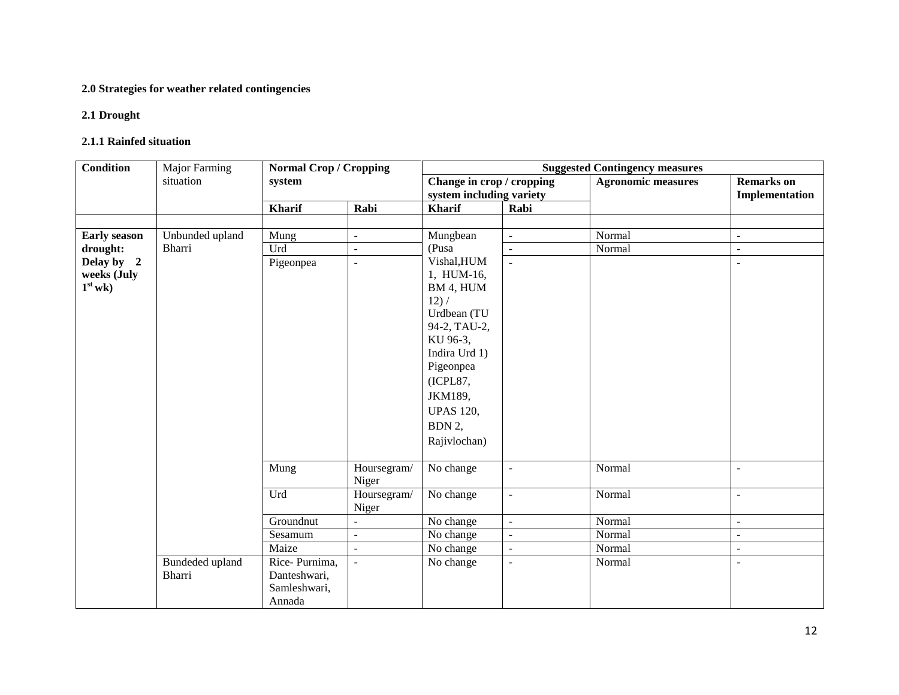**2.0 Strategies for weather related contingencies**

**2.1 Drought**

**2.1.1 Rainfed situation**

| **Condition** | Major Farming situation | **Normal Crop / Cropping system** | | **Suggested Contingency measures** | | | |
|---|---|---|---|---|---|---|---|
| | | | | **Change in crop / cropping system including variety** | | **Agronomic measures** | **Remarks on Implementation** |
| | | **Kharif** | **Rabi** | **Kharif** | **Rabi** | | |
| | | | | | | | |
| **Early season drought: Delay by 2 weeks (July 1st wk)** | Unbunded upland Bharri | Mung | - | Mungbean (Pusa Vishal,HUM 1, HUM-16, BM 4, HUM 12) / Urdbean (TU 94-2, TAU-2, KU 96-3, Indira Urd 1) Pigeonpea (ICPL87, JKM189, UPAS 120, BDN 2, Rajivlochan) | - | Normal | - |
| | | Urd | - | | - | Normal | - |
| | | Pigeonpea | - | | - | | - |
| | | Mung | Hoursegram/ Niger | No change | - | Normal | - |
| | | Urd | Hoursegram/ Niger | No change | - | Normal | - |
| | | Groundnut | - | No change | - | Normal | - |
| | | Sesamum | - | No change | - | Normal | - |
| | | Maize | - | No change | - | Normal | - |
| | Bundeded upland Bharri | Rice- Purnima, Danteshwari, Samleshwari, Annada | - | No change | - | Normal | - |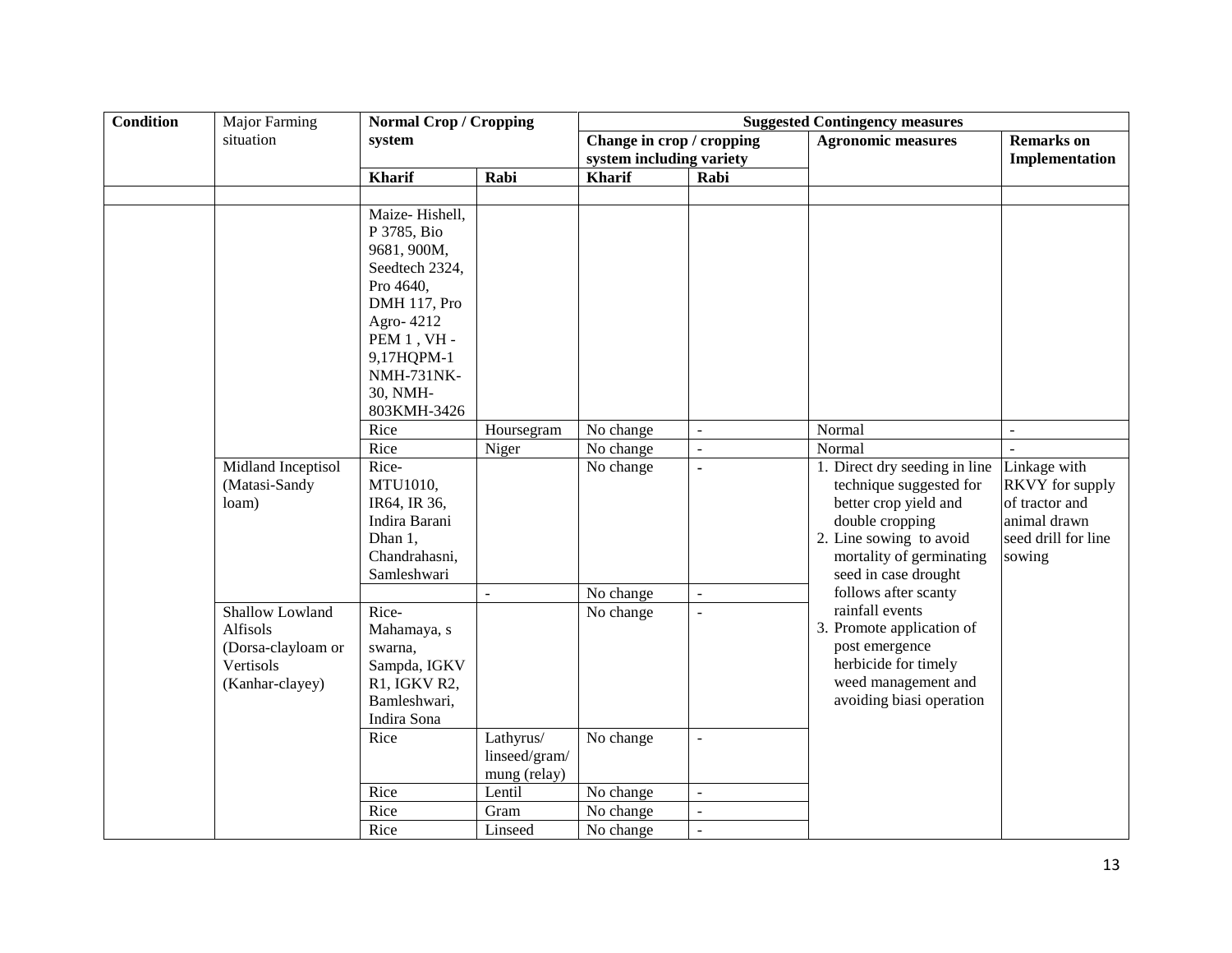| Condition | Major Farming situation | Normal Crop / Cropping system | | Suggested Contingency measures | | | |
|---|---|---|---|---|---|---|---|
| | | | | Change in crop / cropping system including variety | | Agronomic measures | Remarks on Implementation |
| | | Kharif | Rabi | Kharif | Rabi | | |
| | | | | | | | |
| | | Maize- Hishell, P 3785, Bio 9681, 900M, Seedtech 2324, Pro 4640, DMH 117, Pro Agro- 4212 PEM 1 , VH - 9,17HQPM-1 NMH-731NK-30, NMH-803KMH-3426 | | | | | |
| | | Rice | Hoursegram | No change | - | Normal | - |
| | | Rice | Niger | No change | - | Normal | - |
| | Midland Inceptisol (Matasi-Sandy loam) | Rice- MTU1010, IR64, IR 36, Indira Barani Dhan 1, Chandrahasni, Samleshwari | | No change | - | 1. Direct dry seeding in line technique suggested for better crop yield and double cropping<br>2. Line sowing to avoid mortality of germinating seed in case drought follows after scanty rainfall events<br>3. Promote application of post emergence herbicide for timely weed management and avoiding biasi operation | Linkage with RKVY for supply of tractor and animal drawn seed drill for line sowing |
| | | | - | No change | - | | |
| | Shallow Lowland Alfisols (Dorsa-clayloam or Vertisols (Kanhar-clayey) | Rice- Mahamaya, s swarna, Sampda, IGKV R1, IGKV R2, Bamleshwari, Indira Sona | | No change | - | | |
| | | Rice | Lathyrus/ linseed/gram/ mung (relay) | No change | - | | |
| | | Rice | Lentil | No change | - | | |
| | | Rice | Gram | No change | - | | |
| | | Rice | Linseed | No change | - | | |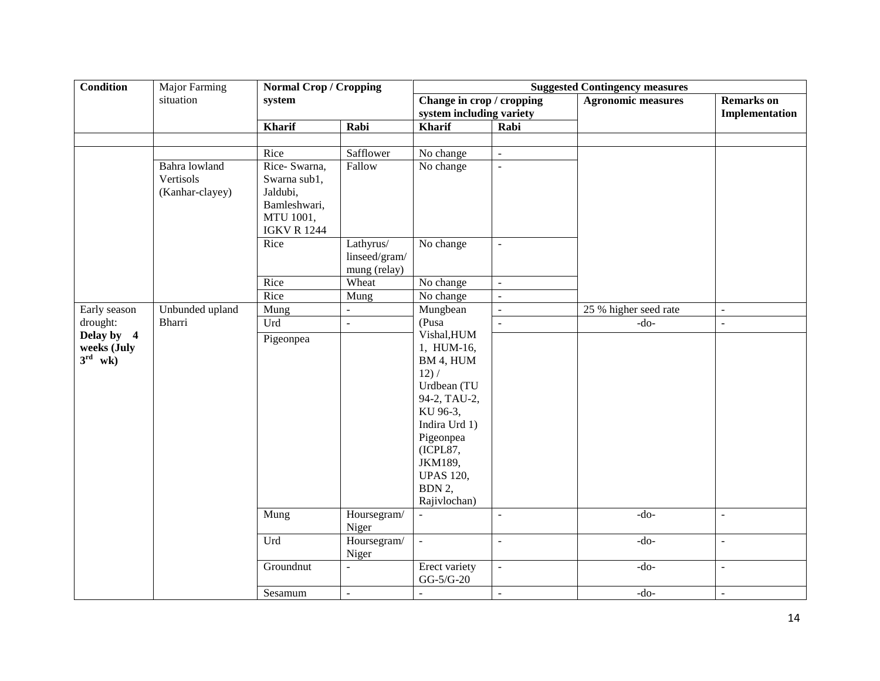| Condition | Major Farming situation | Normal Crop / Cropping system | | Suggested Contingency measures | | | |
|---|---|---|---|---|---|---|---|
| | | | | Change in crop / cropping system including variety | | Agronomic measures | Remarks on Implementation |
| | | Kharif | Rabi | Kharif | Rabi | | |
| | | | | | | | |
| | | Rice | Safflower | No change | - | | |
| | Bahra lowland Vertisols (Kanhar-clayey) | Rice- Swarna, Swarna sub1, Jaldubi, Bamleshwari, MTU 1001, IGKV R 1244 | Fallow | No change | - | | |
| | | Rice | Lathyrus/ linseed/gram/ mung (relay) | No change | - | | |
| | | Rice | Wheat | No change | - | | |
| | | Rice | Mung | No change | - | | |
| Early season drought: **Delay by 4 weeks (July 3rd wk)** | Unbunded upland Bharri | Mung | - | Mungbean (Pusa Vishal,HUM 1, HUM-16, BM 4, HUM 12) / Urdbean (TU 94-2, TAU-2, KU 96-3, Indira Urd 1) Pigeonpea (ICPL87, JKM189, UPAS 120, BDN 2, Rajivlochan) | - | 25 % higher seed rate | - |
| | | Urd | - | | - | -do- | - |
| | | Pigeonpea | | | | | |
| | | Mung | Hoursegram/ Niger | - | - | -do- | - |
| | | Urd | Hoursegram/ Niger | - | - | -do- | - |
| | | Groundnut | - | Erect variety GG-5/G-20 | - | -do- | - |
| | | Sesamum | - | - | - | -do- | - |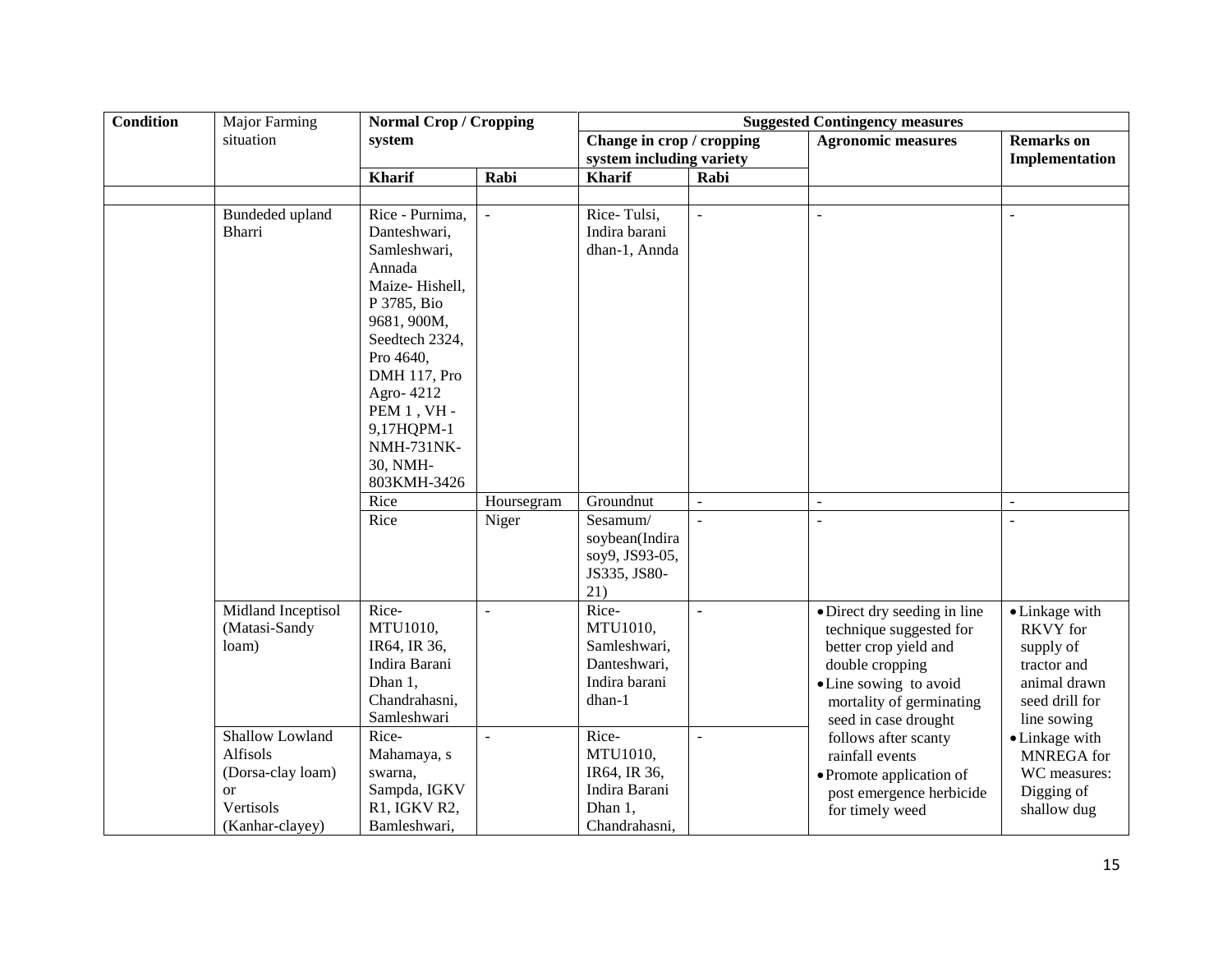| Condition | Major Farming situation | Normal Crop / Cropping system | | Suggested Contingency measures | | | |
|---|---|---|---|---|---|---|---|
| | | | | Change in crop / cropping system including variety | | Agronomic measures | Remarks on Implementation |
| | | Kharif | Rabi | Kharif | Rabi | | |
| | | | | | | | |
| | Bundeded upland Bharri | Rice - Purnima, Danteshwari, Samleshwari, Annada Maize- Hishell, P 3785, Bio 9681, 900M, Seedtech 2324, Pro 4640, DMH 117, Pro Agro- 4212 PEM 1 , VH - 9,17HQPM-1 NMH-731NK-30, NMH-803KMH-3426 | - | Rice- Tulsi, Indira barani dhan-1, Annda | - | - | - |
| | | Rice | Hoursegram | Groundnut | - | - | - |
| | | Rice | Niger | Sesamum/ soybean(Indira soy9, JS93-05, JS335, JS80-21) | - | - | - |
| | Midland Inceptisol (Matasi-Sandy loam) | Rice- MTU1010, IR64, IR 36, Indira Barani Dhan 1, Chandrahasni, Samleshwari | - | Rice- MTU1010, Samleshwari, Danteshwari, Indira barani dhan-1 | - | • Direct dry seeding in line technique suggested for better crop yield and double cropping<br>• Line sowing to avoid mortality of germinating seed in case drought follows after scanty rainfall events<br>• Promote application of post emergence herbicide for timely weed | • Linkage with RKVY for supply of tractor and animal drawn seed drill for line sowing<br>• Linkage with MNREGA for WC measures: Digging of shallow dug |
| | Shallow Lowland Alfisols (Dorsa-clay loam) or Vertisols (Kanhar-clayey) | Rice- Mahamaya, s swarna, Sampda, IGKV R1, IGKV R2, Bamleshwari, | - | Rice- MTU1010, IR64, IR 36, Indira Barani Dhan 1, Chandrahasni, | - | | |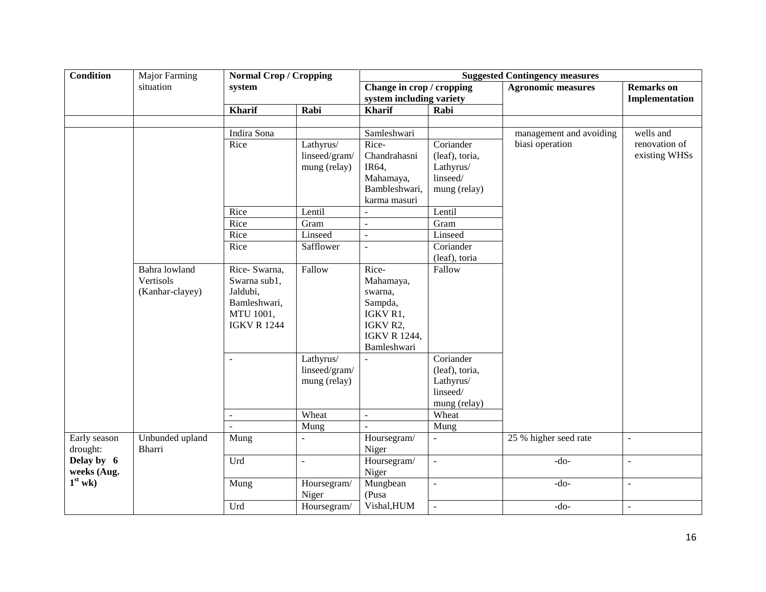| Condition | Major Farming situation | Normal Crop / Cropping system | | Suggested Contingency measures | | | |
|---|---|---|---|---|---|---|---|
| | | | | Change in crop / cropping system including variety | | Agronomic measures | Remarks on Implementation |
| | | Kharif | Rabi | Kharif | Rabi | | |
| | | | | | | | |
| | | Indira Sona | | Samleshwari | | management and avoiding biasi operation | wells and renovation of existing WHSs |
| | | Rice | Lathyrus/ linseed/gram/ mung (relay) | Rice- Chandrahasni IR64, Mahamaya, Bambleshwari, karma masuri | Coriander (leaf), toria, Lathyrus/ linseed/ mung (relay) | | |
| | | Rice | Lentil | - | Lentil | | |
| | | Rice | Gram | - | Gram | | |
| | | Rice | Linseed | - | Linseed | | |
| | | Rice | Safflower | - | Coriander (leaf), toria | | |
| | Bahra lowland Vertisols (Kanhar-clayey) | Rice- Swarna, Swarna sub1, Jaldubi, Bamleshwari, MTU 1001, IGKV R 1244 | Fallow | Rice- Mahamaya, swarna, Sampda, IGKV R1, IGKV R2, IGKV R 1244, Bamleshwari | Fallow | | |
| | | - | Lathyrus/ linseed/gram/ mung (relay) | - | Coriander (leaf), toria, Lathyrus/ linseed/ mung (relay) | | |
| | | - | Wheat | - | Wheat | | |
| | | - | Mung | - | Mung | | |
| Early season drought: **Delay by 6 weeks (Aug. 1st wk)** | Unbunded upland Bharri | Mung | - | Hoursegram/ Niger | - | 25 % higher seed rate | - |
| | | Urd | - | Hoursegram/ Niger | - | -do- | - |
| | | Mung | Hoursegram/ Niger | Mungbean (Pusa Vishal,HUM | - | -do- | - |
| | | Urd | Hoursegram/ | | - | -do- | - |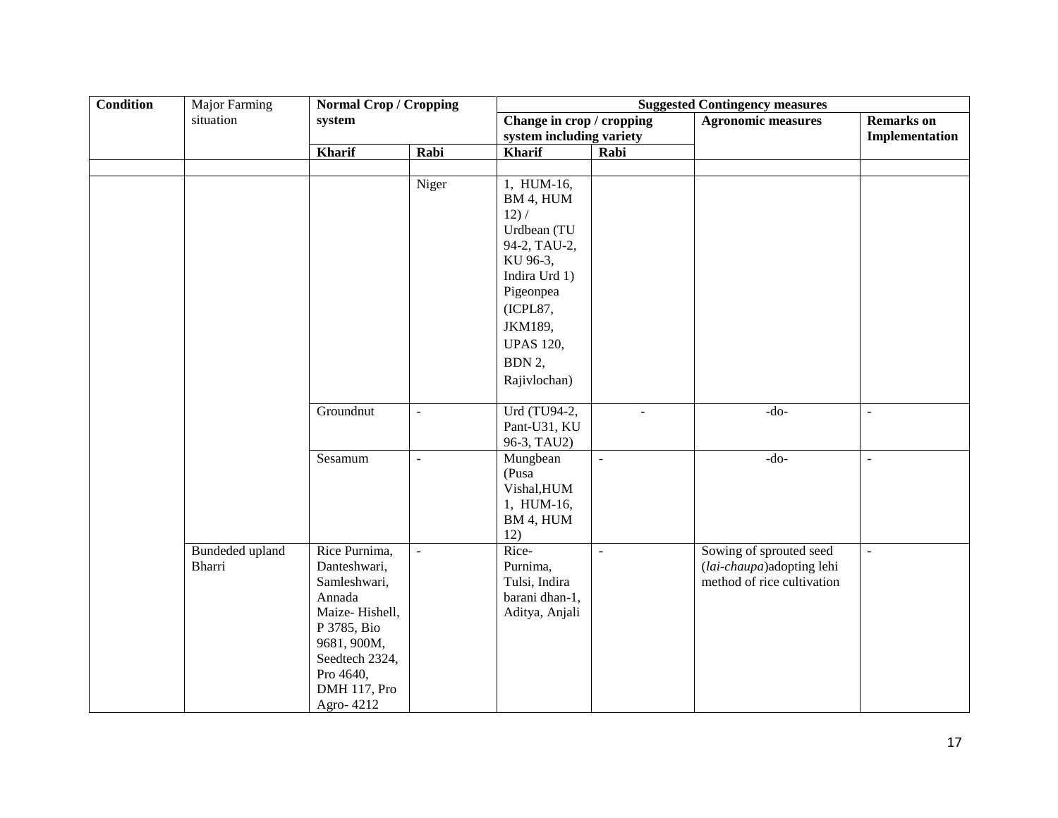| Condition | Major Farming situation | Normal Crop / Cropping system | | Suggested Contingency measures | | | |
|---|---|---|---|---|---|---|---|
| | | | | Change in crop / cropping system including variety | | Agronomic measures | Remarks on Implementation |
| | | Kharif | Rabi | Kharif | Rabi | | |
| | | | | | | | |
| | | | Niger | 1, HUM-16, BM 4, HUM 12) / Urdbean (TU 94-2, TAU-2, KU 96-3, Indira Urd 1) Pigeonpea (ICPL87, JKM189, UPAS 120, BDN 2, Rajivlochan) | | | |
| | | Groundnut | - | Urd (TU94-2, Pant-U31, KU 96-3, TAU2) | - | -do- | - |
| | | Sesamum | - | Mungbean (Pusa Vishal,HUM 1, HUM-16, BM 4, HUM 12) | - | -do- | - |
| | Bundeded upland Bharri | Rice Purnima, Danteshwari, Samleshwari, Annada Maize- Hishell, P 3785, Bio 9681, 900M, Seedtech 2324, Pro 4640, DMH 117, Pro Agro- 4212 | - | Rice- Purnima, Tulsi, Indira barani dhan-1, Aditya, Anjali | - | Sowing of sprouted seed (*lai-chaupa*)adopting lehi method of rice cultivation | - |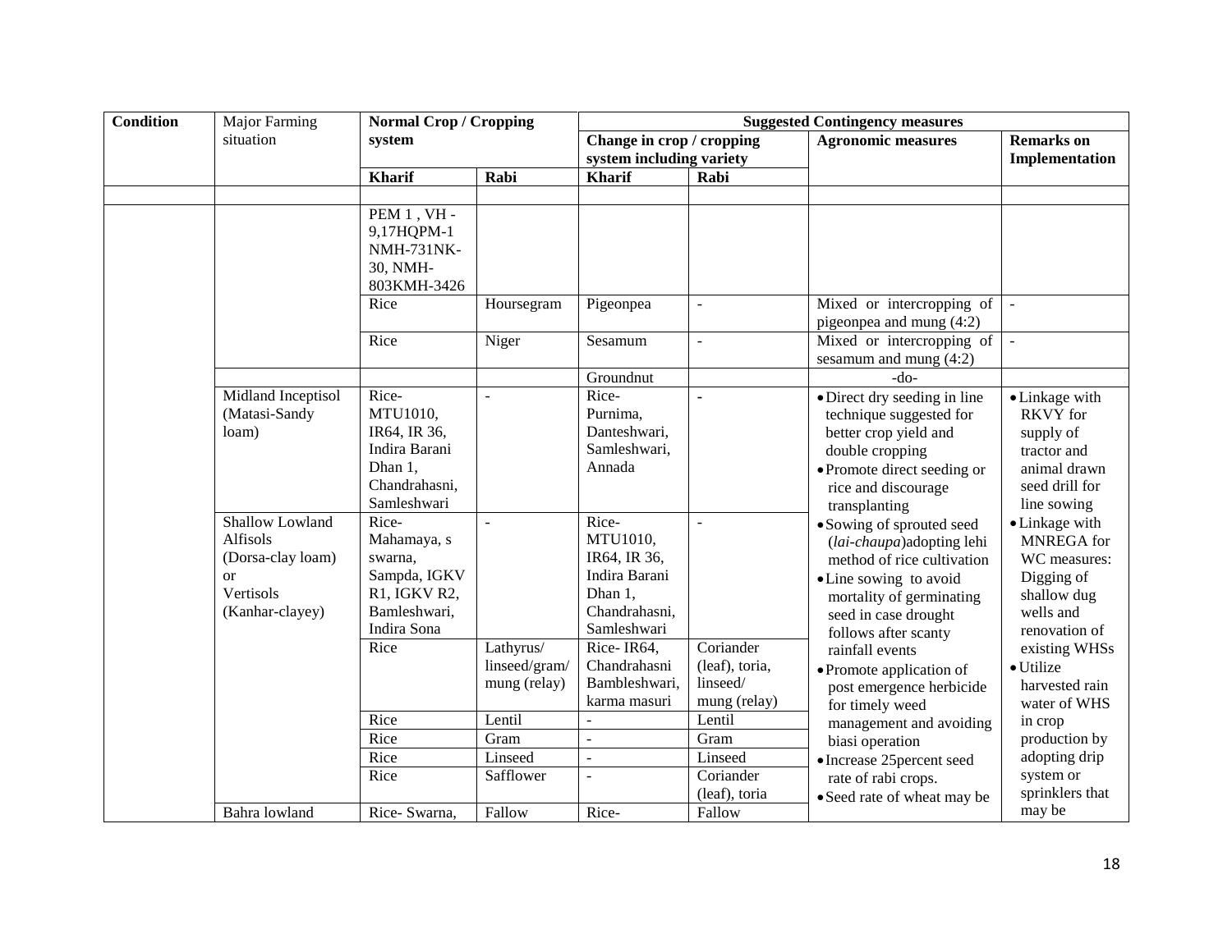| Condition | Major Farming situation | Normal Crop / Cropping system | | Suggested Contingency measures | | | |
|---|---|---|---|---|---|---|---|
| | | | | Change in crop / cropping system including variety | | Agronomic measures | Remarks on Implementation |
| | | Kharif | Rabi | Kharif | Rabi | | |
| | | | | | | | |
| | | PEM 1 , VH - 9,17HQPM-1 NMH-731NK-30, NMH-803KMH-3426 | | | | | |
| | | Rice | Hoursegram | Pigeonpea | - | Mixed or intercropping of pigeonpea and mung (4:2) | - |
| | | Rice | Niger | Sesamum | - | Mixed or intercropping of sesamum and mung (4:2) | - |
| | | | | Groundnut | | -do- | |
| | Midland Inceptisol (Matasi-Sandy loam) | Rice- MTU1010, IR64, IR 36, Indira Barani Dhan 1, Chandrahasni, Samleshwari | - | Rice- Purnima, Danteshwari, Samleshwari, Annada | - | • Direct dry seeding in line technique suggested for better crop yield and double cropping<br>• Promote direct seeding or rice and discourage transplanting<br>• Sowing of sprouted seed (*lai-chaupa*)adopting lehi method of rice cultivation<br>• Line sowing to avoid mortality of germinating seed in case drought follows after scanty rainfall events<br>• Promote application of post emergence herbicide for timely weed management and avoiding biasi operation<br>• Increase 25percent seed rate of rabi crops.<br>• Seed rate of wheat may be | • Linkage with RKVY for supply of tractor and animal drawn seed drill for line sowing<br>• Linkage with MNREGA for WC measures: Digging of shallow dug wells and renovation of existing WHSs<br>• Utilize harvested rain water of WHS in crop production by adopting drip system or sprinklers that may be |
| | Shallow Lowland Alfisols (Dorsa-clay loam) or Vertisols (Kanhar-clayey) | Rice- Mahamaya, s swarna, Sampda, IGKV R1, IGKV R2, Bamleshwari, Indira Sona | - | Rice- MTU1010, IR64, IR 36, Indira Barani Dhan 1, Chandrahasni, Samleshwari | - | | |
| | | Rice | Lathyrus/ linseed/gram/ mung (relay) | Rice- IR64, Chandrahasni Bambleshwari, karma masuri | Coriander (leaf), toria, linseed/ mung (relay) | | |
| | | Rice | Lentil | - | Lentil | | |
| | | Rice | Gram | - | Gram | | |
| | | Rice | Linseed | - | Linseed | | |
| | | Rice | Safflower | - | Coriander (leaf), toria | | |
| | Bahra lowland | Rice- Swarna, | Fallow | Rice- | Fallow | | |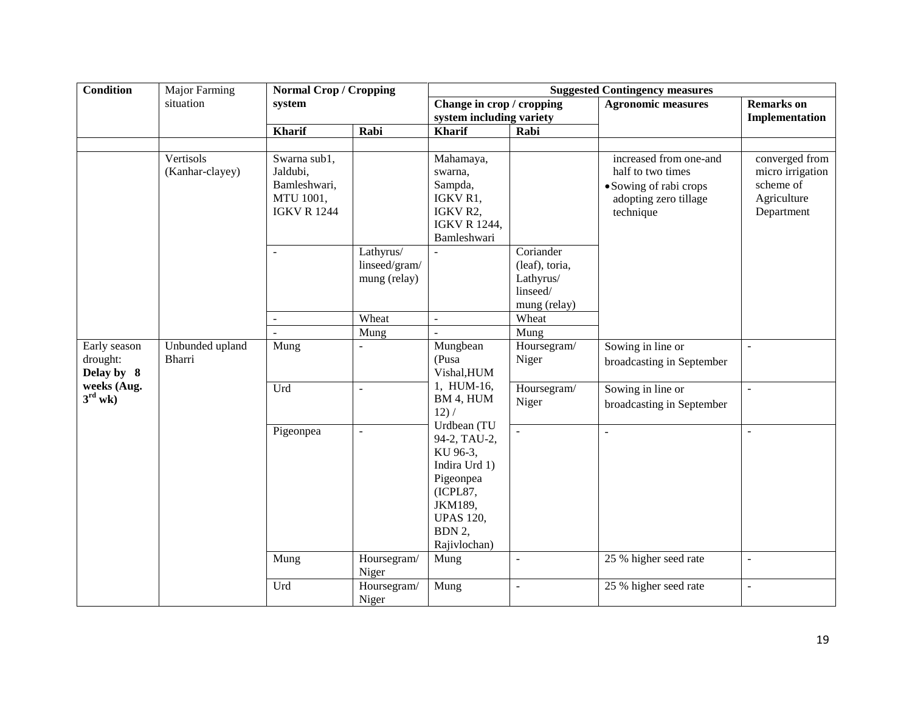| Condition | Major Farming situation | Normal Crop / Cropping system | | Suggested Contingency measures | | | |
|---|---|---|---|---|---|---|---|
| | | | | Change in crop / cropping system including variety | | Agronomic measures | Remarks on Implementation |
| | | Kharif | Rabi | Kharif | Rabi | | |
| | | | | | | | |
| | Vertisols (Kanhar-clayey) | Swarna sub1, Jaldubi, Bamleshwari, MTU 1001, IGKV R 1244 | | Mahamaya, swarna, Sampda, IGKV R1, IGKV R2, IGKV R 1244, Bamleshwari | | increased from one-and half to two times<br>• Sowing of rabi crops adopting zero tillage technique | converged from micro irrigation scheme of Agriculture Department |
| | | - | Lathyrus/ linseed/gram/ mung (relay) | - | Coriander (leaf), toria, Lathyrus/ linseed/ mung (relay) | | |
| | | - | Wheat | - | Wheat | | |
| | | - | Mung | - | Mung | | |
| Early season drought: **Delay by 8 weeks (Aug. 3rd wk)** | Unbunded upland Bharri | Mung | - | Mungbean (Pusa Vishal,HUM 1, HUM-16, BM 4, HUM 12) / Urdbean (TU 94-2, TAU-2, KU 96-3, Indira Urd 1) Pigeonpea (ICPL87, JKM189, UPAS 120, BDN 2, Rajivlochan) | Hoursegram/ Niger | Sowing in line or broadcasting in September | - |
| | | Urd | - | | Hoursegram/ Niger | Sowing in line or broadcasting in September | - |
| | | Pigeonpea | - | | - | - | - |
| | | Mung | Hoursegram/ Niger | Mung | - | 25 % higher seed rate | - |
| | | Urd | Hoursegram/ Niger | Mung | - | 25 % higher seed rate | - |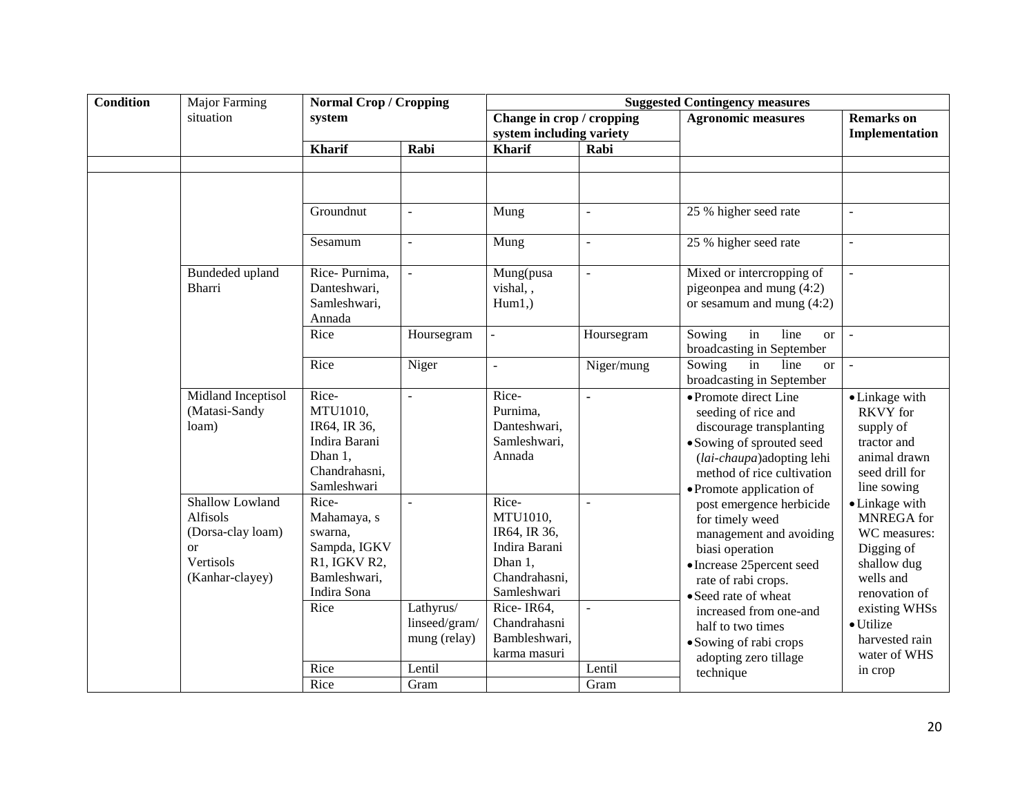| Condition | Major Farming situation | Normal Crop / Cropping system | | Suggested Contingency measures | | | |
|---|---|---|---|---|---|---|---|
| | | | | Change in crop / cropping system including variety | | Agronomic measures | Remarks on Implementation |
| | | Kharif | Rabi | Kharif | Rabi | | |
| | | | | | | | |
| | | | | | | | |
| | | Groundnut | - | Mung | - | 25 % higher seed rate | - |
| | | Sesamum | - | Mung | - | 25 % higher seed rate | - |
| | Bundeded upland Bharri | Rice- Purnima, Danteshwari, Samleshwari, Annada | - | Mung(pusa vishal, , Hum1,) | - | Mixed or intercropping of pigeonpea and mung (4:2) or sesamum and mung (4:2) | - |
| | | Rice | Hoursegram | - | Hoursegram | Sowing in line or broadcasting in September | - |
| | | Rice | Niger | - | Niger/mung | Sowing in line or broadcasting in September | - |
| | Midland Inceptisol (Matasi-Sandy loam) | Rice- MTU1010, IR64, IR 36, Indira Barani Dhan 1, Chandrahasni, Samleshwari | - | Rice- Purnima, Danteshwari, Samleshwari, Annada | - | • Promote direct Line seeding of rice and discourage transplanting<br>• Sowing of sprouted seed (*lai-chaupa*)adopting lehi method of rice cultivation<br>• Promote application of post emergence herbicide for timely weed management and avoiding biasi operation<br>• Increase 25percent seed rate of rabi crops.<br>• Seed rate of wheat increased from one-and half to two times<br>• Sowing of rabi crops adopting zero tillage technique | • Linkage with RKVY for supply of tractor and animal drawn seed drill for line sowing<br>• Linkage with MNREGA for WC measures: Digging of shallow dug wells and renovation of existing WHSs<br>• Utilize harvested rain water of WHS in crop |
| | Shallow Lowland Alfisols (Dorsa-clay loam) or Vertisols (Kanhar-clayey) | Rice- Mahamaya, s swarna, Sampda, IGKV R1, IGKV R2, Bamleshwari, Indira Sona | - | Rice- MTU1010, IR64, IR 36, Indira Barani Dhan 1, Chandrahasni, Samleshwari | - | | |
| | | Rice | Lathyrus/ linseed/gram/ mung (relay) | Rice- IR64, Chandrahasni Bambleshwari, karma masuri | - | | |
| | | Rice | Lentil | | Lentil | | |
| | | Rice | Gram | | Gram | | |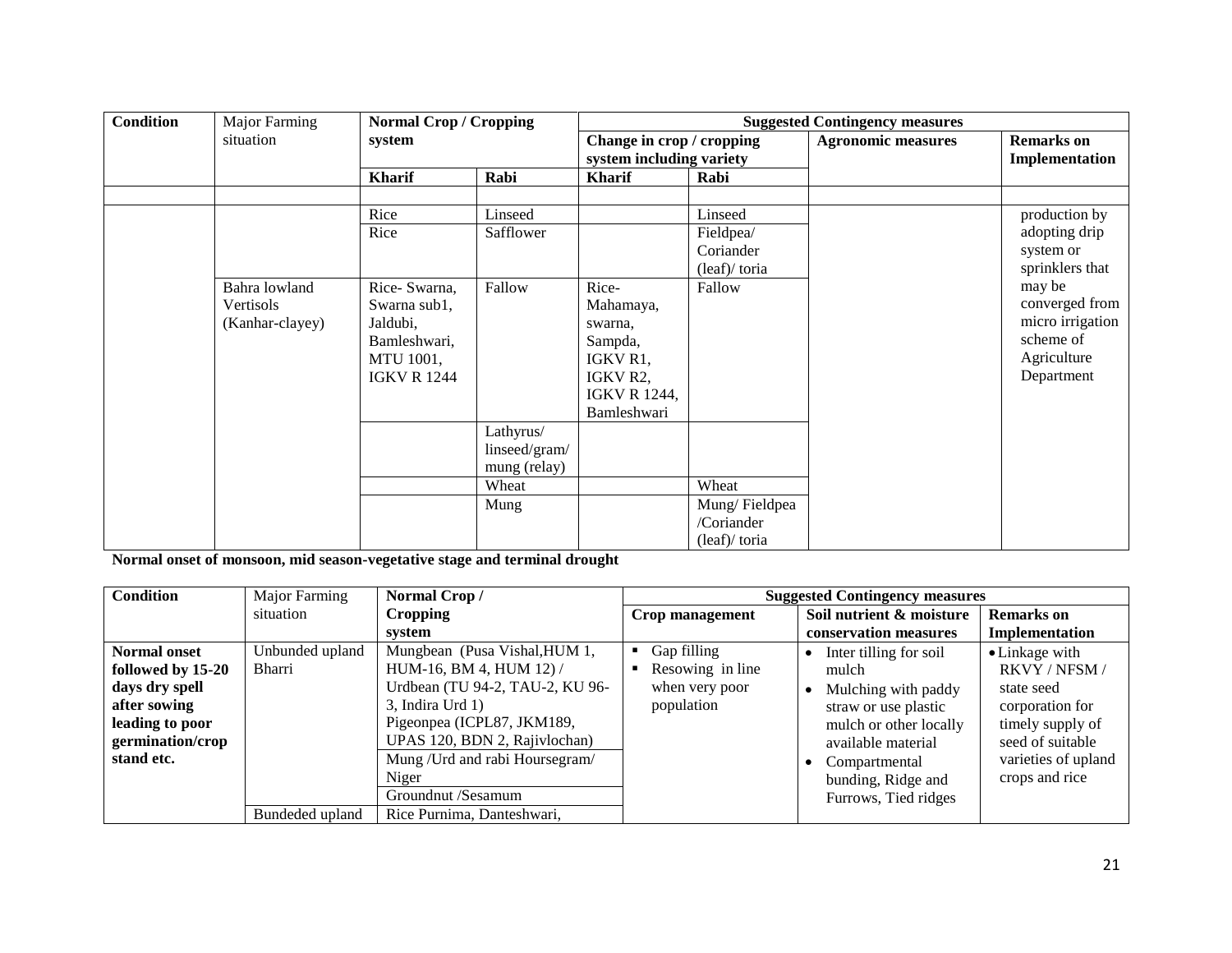| Condition | Major Farming situation | Normal Crop / Cropping system | | Suggested Contingency measures | | | |
|---|---|---|---|---|---|---|---|
| | | | | Change in crop / cropping system including variety | | Agronomic measures | Remarks on Implementation |
| | | Kharif | Rabi | Kharif | Rabi | | |
| | | | | | | | |
| | | Rice | Linseed | | Linseed | | production by adopting drip system or sprinklers that may be converged from micro irrigation scheme of Agriculture Department |
| | | Rice | Safflower | | Fieldpea/ Coriander (leaf)/ toria | | |
| | Bahra lowland Vertisols (Kanhar-clayey) | Rice- Swarna, Swarna sub1, Jaldubi, Bamleshwari, MTU 1001, IGKV R 1244 | Fallow | Rice- Mahamaya, swarna, Sampda, IGKV R1, IGKV R2, IGKV R 1244, Bamleshwari | Fallow | | |
| | | | Lathyrus/ linseed/gram/ mung (relay) | | | | |
| | | | Wheat | | Wheat | | |
| | | | Mung | | Mung/ Fieldpea /Coriander (leaf)/ toria | | |

**Normal onset of monsoon, mid season-vegetative stage and terminal drought**

| Condition | Major Farming situation | Normal Crop / Cropping system | Suggested Contingency measures | | |
|---|---|---|---|---|---|
| | | | Crop management | Soil nutrient & moisture conservation measures | Remarks on Implementation |
| **Normal onset followed by 15-20 days dry spell after sowing leading to poor germination/crop stand etc.** | Unbunded upland Bharri | Mungbean (Pusa Vishal,HUM 1, HUM-16, BM 4, HUM 12) / Urdbean (TU 94-2, TAU-2, KU 96-3, Indira Urd 1) Pigeonpea (ICPL87, JKM189, UPAS 120, BDN 2, Rajivlochan) | ▪ Gap filling<br>▪ Resowing in line when very poor population | • Inter tilling for soil mulch<br>• Mulching with paddy straw or use plastic mulch or other locally available material<br>• Compartmental bunding, Ridge and Furrows, Tied ridges | • Linkage with RKVY / NFSM / state seed corporation for timely supply of seed of suitable varieties of upland crops and rice |
| | | Mung /Urd and rabi Horsegram/ Niger | | | |
| | | Groundnut /Sesamum | | | |
| | Bundeded upland | Rice Purnima, Danteshwari, | | | |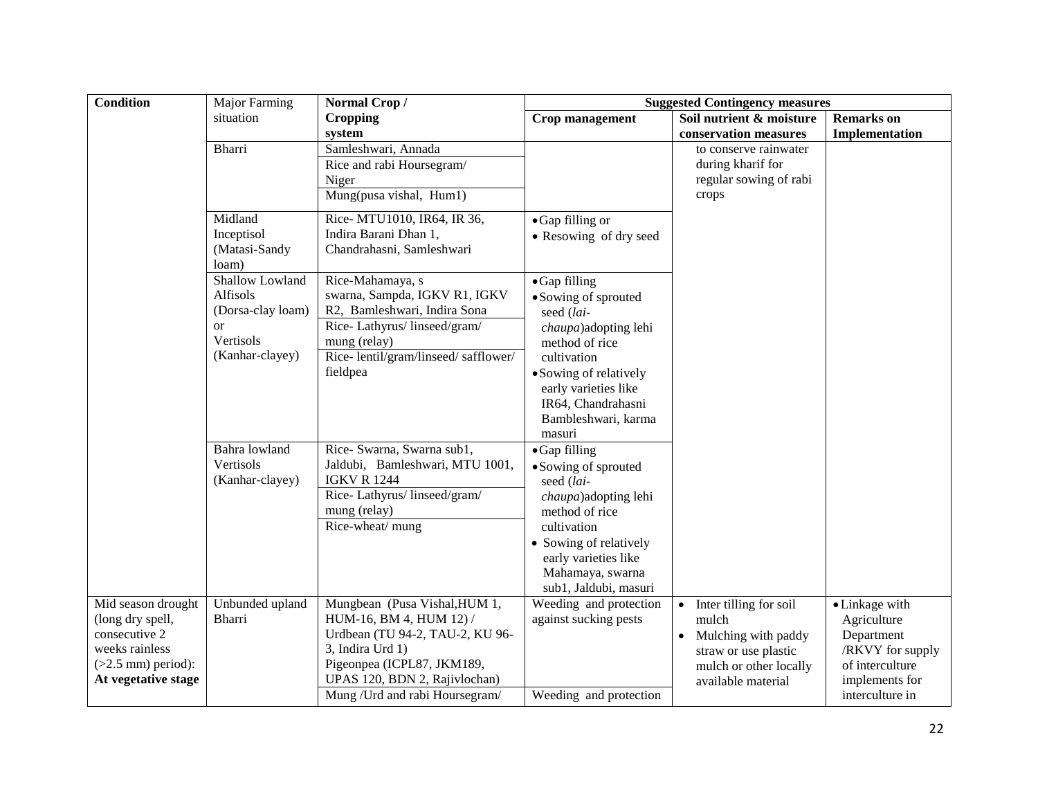| Condition | Major Farming situation | Normal Crop / Cropping system | Suggested Contingency measures | | |
|---|---|---|---|---|---|
| | | | Crop management | Soil nutrient & moisture conservation measures | Remarks on Implementation |
| | Bharri | Samleshwari, Annada | | to conserve rainwater during kharif for regular sowing of rabi crops | |
| | | Rice and rabi Hoursegram/ Niger | | | |
| | | Mung(pusa vishal, Hum1) | | | |
| | Midland Inceptisol (Matasi-Sandy loam) | Rice- MTU1010, IR64, IR 36, Indira Barani Dhan 1, Chandrahasni, Samleshwari | • Gap filling or<br>• Resowing of dry seed | | |
| | Shallow Lowland Alfisols (Dorsa-clay loam) or Vertisols (Kanhar-clayey) | Rice-Mahamaya, s swarna, Sampda, IGKV R1, IGKV R2, Bamleshwari, Indira Sona | • Gap filling<br>• Sowing of sprouted seed (*lai-chaupa*)adopting lehi method of rice cultivation<br>• Sowing of relatively early varieties like IR64, Chandrahasni Bambleshwari, karma masuri | | |
| | | Rice- Lathyrus/ linseed/gram/ mung (relay) | | | |
| | | Rice- lentil/gram/linseed/ safflower/ fieldpea | | | |
| | Bahra lowland Vertisols (Kanhar-clayey) | Rice- Swarna, Swarna sub1, Jaldubi, Bamleshwari, MTU 1001, IGKV R 1244 | • Gap filling<br>• Sowing of sprouted seed (*lai-chaupa*)adopting lehi method of rice cultivation<br>• Sowing of relatively early varieties like Mahamaya, swarna sub1, Jaldubi, masuri | | |
| | | Rice- Lathyrus/ linseed/gram/ mung (relay) | | | |
| | | Rice-wheat/ mung | | | |
| Mid season drought (long dry spell, consecutive 2 weeks rainless (>2.5 mm) period): **At vegetative stage** | Unbunded upland Bharri | Mungbean (Pusa Vishal,HUM 1, HUM-16, BM 4, HUM 12) / Urdbean (TU 94-2, TAU-2, KU 96-3, Indira Urd 1) Pigeonpea (ICPL87, JKM189, UPAS 120, BDN 2, Rajivlochan) | Weeding and protection against sucking pests | • Inter tilling for soil mulch<br>• Mulching with paddy straw or use plastic mulch or other locally available material | • Linkage with Agriculture Department /RKVY for supply of interculture implements for interculture in |
| | | Mung /Urd and rabi Hoursegram/ | Weeding and protection | | |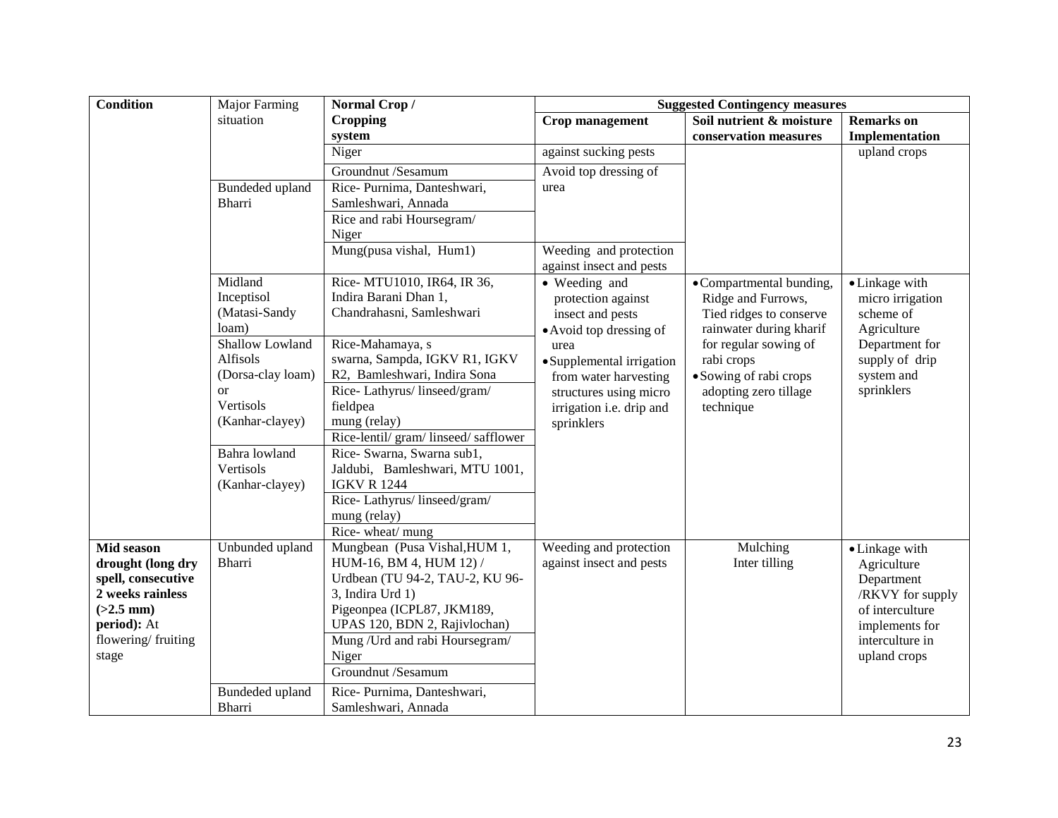| Condition | Major Farming situation | Normal Crop / Cropping system | Suggested Contingency measures | | |
|---|---|---|---|---|---|
| | | | **Crop management** | **Soil nutrient & moisture conservation measures** | **Remarks on Implementation** |
| | | Niger | against sucking pests | | upland crops |
| | | Groundnut /Sesamum | Avoid top dressing of urea | | |
| | Bundeded upland Bharri | Rice- Purnima, Danteshwari, Samleshwari, Annada | | | |
| | | Rice and rabi Hoursegram/ Niger | | | |
| | | Mung(pusa vishal, Hum1) | Weeding and protection against insect and pests | | |
| | Midland Inceptisol (Matasi-Sandy loam) | Rice- MTU1010, IR64, IR 36, Indira Barani Dhan 1, Chandrahasni, Samleshwari | • Weeding and protection against insect and pests<br>• Avoid top dressing of urea<br>• Supplemental irrigation from water harvesting structures using micro irrigation i.e. drip and sprinklers | • Compartmental bunding, Ridge and Furrows, Tied ridges to conserve rainwater during kharif for regular sowing of rabi crops<br>• Sowing of rabi crops adopting zero tillage technique | • Linkage with micro irrigation scheme of Agriculture Department for supply of drip system and sprinklers |
| | Shallow Lowland Alfisols (Dorsa-clay loam) or Vertisols (Kanhar-clayey) | Rice-Mahamaya, s swarna, Sampda, IGKV R1, IGKV R2, Bamleshwari, Indira Sona | | | |
| | | Rice- Lathyrus/ linseed/gram/ fieldpea mung (relay) | | | |
| | | Rice-lentil/ gram/ linseed/ safflower | | | |
| | Bahra lowland Vertisols (Kanhar-clayey) | Rice- Swarna, Swarna sub1, Jaldubi, Bamleshwari, MTU 1001, IGKV R 1244 | | | |
| | | Rice- Lathyrus/ linseed/gram/ mung (relay) | | | |
| | | Rice- wheat/ mung | | | |
| **Mid season drought (long dry spell, consecutive 2 weeks rainless (>2.5 mm) period):** At flowering/ fruiting stage | Unbunded upland Bharri | Mungbean (Pusa Vishal,HUM 1, HUM-16, BM 4, HUM 12) / Urdbean (TU 94-2, TAU-2, KU 96-3, Indira Urd 1) Pigeonpea (ICPL87, JKM189, UPAS 120, BDN 2, Rajivlochan) | Weeding and protection against insect and pests | Mulching<br>Inter tilling | • Linkage with Agriculture Department /RKVY for supply of interculture implements for interculture in upland crops |
| | | Mung /Urd and rabi Hoursegram/ Niger | | | |
| | | Groundnut /Sesamum | | | |
| | Bundeded upland Bharri | Rice- Purnima, Danteshwari, Samleshwari, Annada | | | |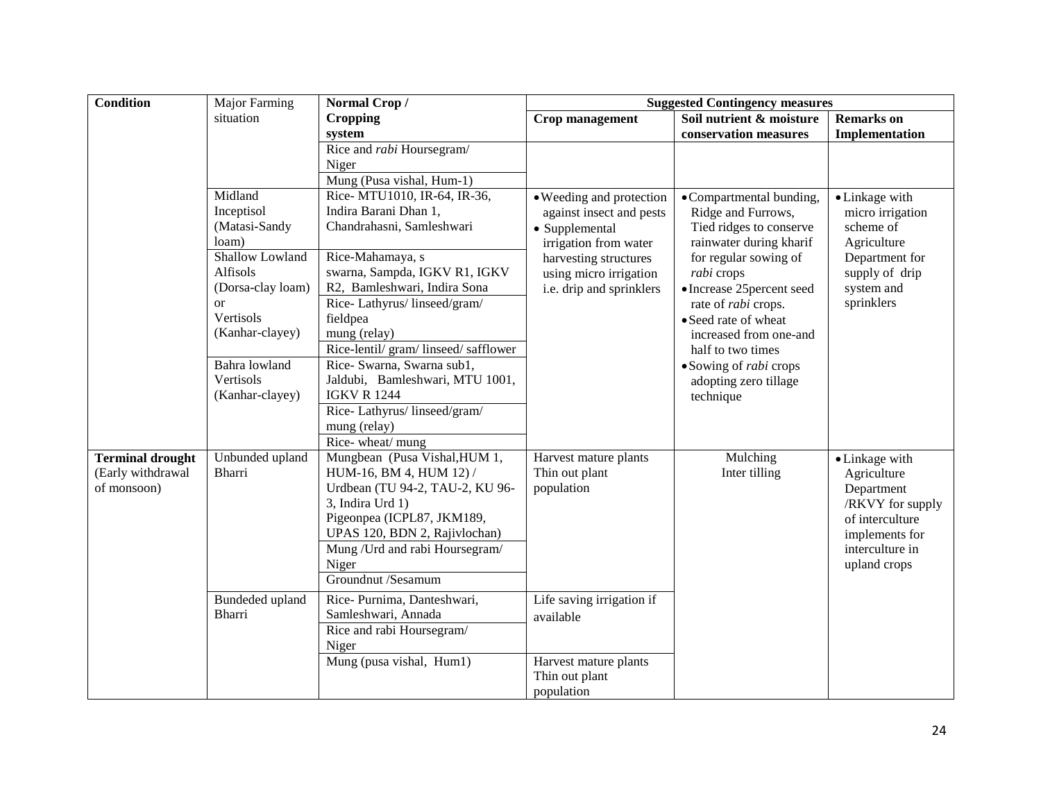| Condition | Major Farming situation | Normal Crop / Cropping system | Suggested Contingency measures | | |
|---|---|---|---|---|---|
| | | | Crop management | Soil nutrient & moisture conservation measures | Remarks on Implementation |
| | | Rice and *rabi* Hoursegram/ Niger | | | |
| | | Mung (Pusa vishal, Hum-1) | | | |
| | Midland Inceptisol (Matasi-Sandy loam) | Rice- MTU1010, IR-64, IR-36, Indira Barani Dhan 1, Chandrahasni, Samleshwari | • Weeding and protection against insect and pests<br>• Supplemental irrigation from water harvesting structures using micro irrigation i.e. drip and sprinklers | • Compartmental bunding, Ridge and Furrows, Tied ridges to conserve rainwater during kharif for regular sowing of *rabi* crops<br>• Increase 25percent seed rate of *rabi* crops.<br>• Seed rate of wheat increased from one-and half to two times<br>• Sowing of *rabi* crops adopting zero tillage technique | • Linkage with micro irrigation scheme of Agriculture Department for supply of drip system and sprinklers |
| | Shallow Lowland Alfisols (Dorsa-clay loam) or Vertisols (Kanhar-clayey) | Rice-Mahamaya, s swarna, Sampda, IGKV R1, IGKV R2, Bamleshwari, Indira Sona | | | |
| | | Rice- Lathyrus/ linseed/gram/ fieldpea mung (relay) | | | |
| | | Rice-lentil/ gram/ linseed/ safflower | | | |
| | Bahra lowland Vertisols (Kanhar-clayey) | Rice- Swarna, Swarna sub1, Jaldubi, Bamleshwari, MTU 1001, IGKV R 1244 | | | |
| | | Rice- Lathyrus/ linseed/gram/ mung (relay) | | | |
| | | Rice- wheat/ mung | | | |
| **Terminal drought** (Early withdrawal of monsoon) | Unbunded upland Bharri | Mungbean (Pusa Vishal,HUM 1, HUM-16, BM 4, HUM 12) / Urdbean (TU 94-2, TAU-2, KU 96-3, Indira Urd 1) Pigeonpea (ICPL87, JKM189, UPAS 120, BDN 2, Rajivlochan) | Harvest mature plants Thin out plant population | Mulching Inter tilling | • Linkage with Agriculture Department /RKVY for supply of interculture implements for interculture in upland crops |
| | | Mung /Urd and rabi Hoursegram/ Niger | | | |
| | | Groundnut /Sesamum | | | |
| | Bundeded upland Bharri | Rice- Purnima, Danteshwari, Samleshwari, Annada | Life saving irrigation if available | | |
| | | Rice and rabi Hoursegram/ Niger | | | |
| | | Mung (pusa vishal, Hum1) | Harvest mature plants Thin out plant population | | |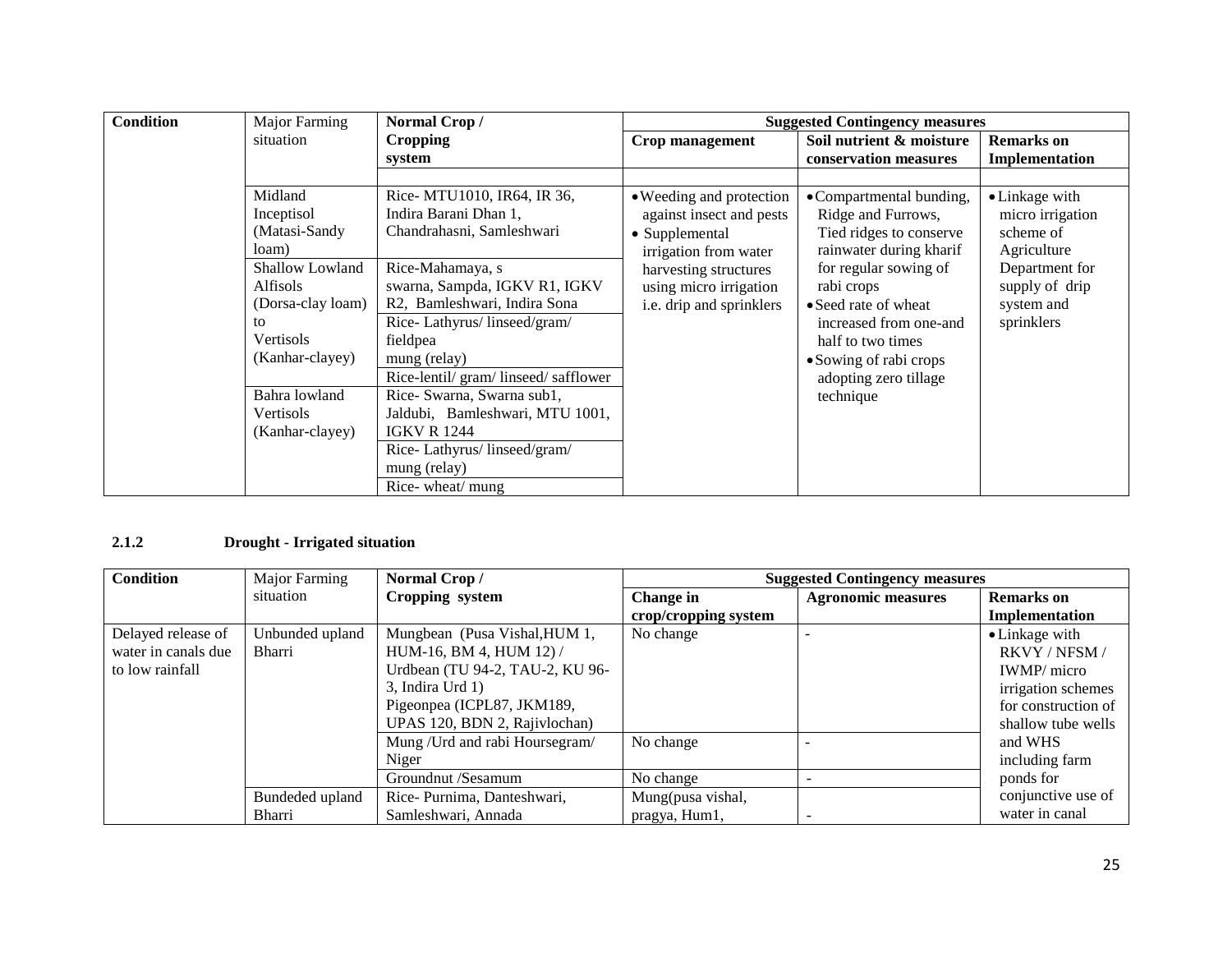| Condition | Major Farming situation | Normal Crop / Cropping system | Suggested Contingency measures | | |
|---|---|---|---|---|---|
| | | | Crop management | Soil nutrient & moisture conservation measures | Remarks on Implementation |
| | | | | | |
| | Midland Inceptisol (Matasi-Sandy loam) | Rice- MTU1010, IR64, IR 36, Indira Barani Dhan 1, Chandrahasni, Samleshwari | • Weeding and protection against insect and pests<br>• Supplemental irrigation from water harvesting structures using micro irrigation i.e. drip and sprinklers | • Compartmental bunding, Ridge and Furrows, Tied ridges to conserve rainwater during kharif for regular sowing of rabi crops<br>• Seed rate of wheat increased from one-and half to two times<br>• Sowing of rabi crops adopting zero tillage technique | • Linkage with micro irrigation scheme of Agriculture Department for supply of drip system and sprinklers |
| | Shallow Lowland Alfisols (Dorsa-clay loam) to Vertisols (Kanhar-clayey) | Rice-Mahamaya, s swarna, Sampda, IGKV R1, IGKV R2, Bamleshwari, Indira Sona | | | |
| | | Rice- Lathyrus/ linseed/gram/ fieldpea mung (relay) | | | |
| | | Rice-lentil/ gram/ linseed/ safflower | | | |
| | Bahra lowland Vertisols (Kanhar-clayey) | Rice- Swarna, Swarna sub1, Jaldubi, Bamleshwari, MTU 1001, IGKV R 1244 | | | |
| | | Rice- Lathyrus/ linseed/gram/ mung (relay) | | | |
| | | Rice- wheat/ mung | | | |

### 2.1.2 Drought - Irrigated situation

| Condition | Major Farming situation | Normal Crop / Cropping system | Suggested Contingency measures | | |
|---|---|---|---|---|---|
| | | | Change in crop/cropping system | Agronomic measures | Remarks on Implementation |
| Delayed release of water in canals due to low rainfall | Unbunded upland Bharri | Mungbean (Pusa Vishal,HUM 1, HUM-16, BM 4, HUM 12) / Urdbean (TU 94-2, TAU-2, KU 96-3, Indira Urd 1) Pigeonpea (ICPL87, JKM189, UPAS 120, BDN 2, Rajivlochan) | No change | - | • Linkage with RKVY / NFSM / IWMP/ micro irrigation schemes for construction of shallow tube wells and WHS including farm ponds for conjunctive use of water in canal |
| | | Mung /Urd and rabi Hoursegram/ Niger | No change | - | |
| | | Groundnut /Sesamum | No change | - | |
| | Bundeded upland Bharri | Rice- Purnima, Danteshwari, Samleshwari, Annada | Mung(pusa vishal, pragya, Hum1, | - | |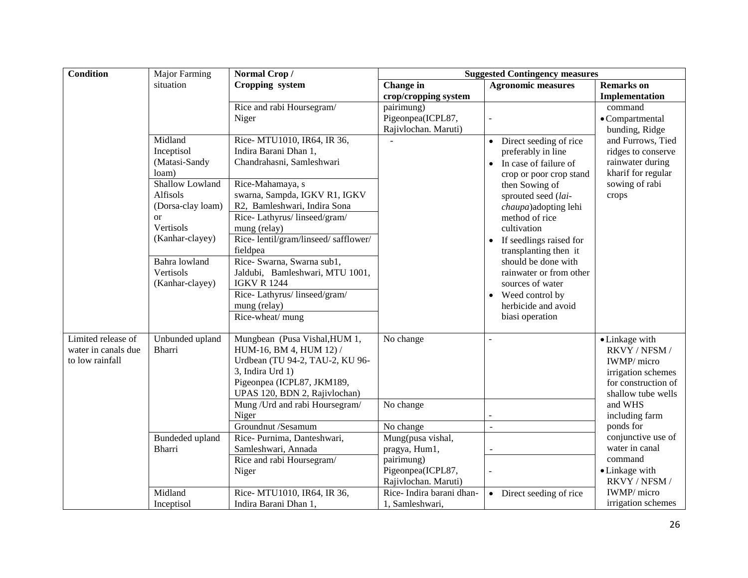| Condition | Major Farming situation | Normal Crop / Cropping system | Suggested Contingency measures | | |
|---|---|---|---|---|---|
| | | | Change in crop/cropping system | Agronomic measures | Remarks on Implementation |
| | | Rice and rabi Hoursegram/ Niger | pairimung) Pigeonpea(ICPL87, Rajivlochan. Maruti) | - | command • Compartmental bunding, Ridge and Furrows, Tied ridges to conserve rainwater during kharif for regular sowing of rabi crops |
| | Midland Inceptisol (Matasi-Sandy loam) | Rice- MTU1010, IR64, IR 36, Indira Barani Dhan 1, Chandrahasni, Samleshwari | - | • Direct seeding of rice preferably in line • In case of failure of crop or poor crop stand then Sowing of sprouted seed (*lai-chaupa*)adopting lehi method of rice cultivation • If seedlings raised for transplanting then it should be done with rainwater or from other sources of water • Weed control by herbicide and avoid biasi operation | |
| | Shallow Lowland Alfisols (Dorsa-clay loam) or Vertisols (Kanhar-clayey) | Rice-Mahamaya, s swarna, Sampda, IGKV R1, IGKV R2, Bamleshwari, Indira Sona | | | |
| | | Rice- Lathyrus/ linseed/gram/ mung (relay) | | | |
| | | Rice- lentil/gram/linseed/ safflower/ fieldpea | | | |
| | Bahra lowland Vertisols (Kanhar-clayey) | Rice- Swarna, Swarna sub1, Jaldubi, Bamleshwari, MTU 1001, IGKV R 1244 | | | |
| | | Rice- Lathyrus/ linseed/gram/ mung (relay) | | | |
| | | Rice-wheat/ mung | | | |
| Limited release of water in canals due to low rainfall | Unbunded upland Bharri | Mungbean (Pusa Vishal,HUM 1, HUM-16, BM 4, HUM 12) / Urdbean (TU 94-2, TAU-2, KU 96-3, Indira Urd 1) Pigeonpea (ICPL87, JKM189, UPAS 120, BDN 2, Rajivlochan) | No change | - | • Linkage with RKVY / NFSM / IWMP/ micro irrigation schemes for construction of shallow tube wells and WHS including farm ponds for conjunctive use of water in canal command • Linkage with RKVY / NFSM / IWMP/ micro irrigation schemes |
| | | Mung /Urd and rabi Hoursegram/ Niger | No change | - | |
| | | Groundnut /Sesamum | No change | - | |
| | Bundeded upland Bharri | Rice- Purnima, Danteshwari, Samleshwari, Annada | Mung(pusa vishal, pragya, Hum1, pairimung) Pigeonpea(ICPL87, Rajivlochan. Maruti) | - | |
| | | Rice and rabi Hoursegram/ Niger | | - | |
| | Midland Inceptisol | Rice- MTU1010, IR64, IR 36, Indira Barani Dhan 1, | Rice- Indira barani dhan-1, Samleshwari, | • Direct seeding of rice | |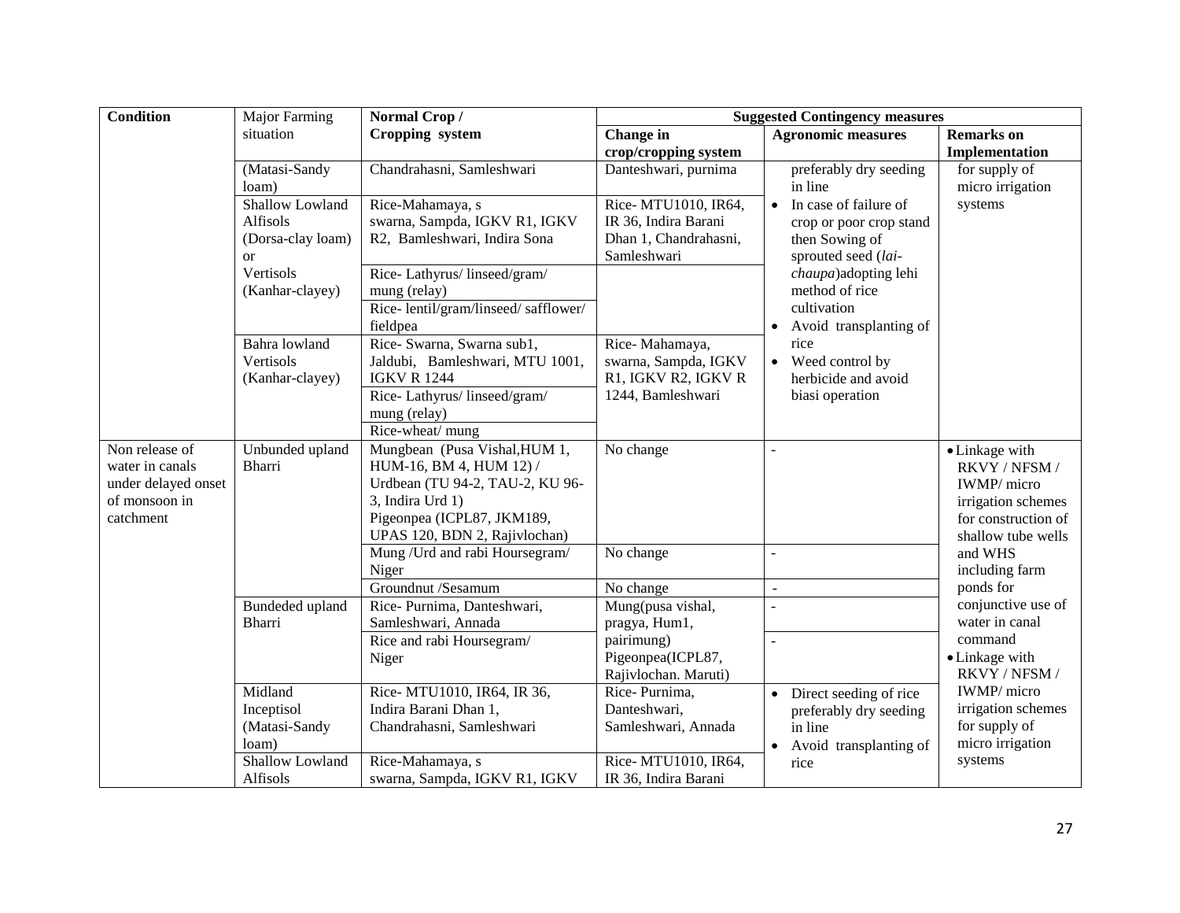| Condition | Major Farming situation | Normal Crop / Cropping system | Suggested Contingency measures | | |
|---|---|---|---|---|---|
| | | | Change in crop/cropping system | Agronomic measures | Remarks on Implementation |
| | (Matasi-Sandy loam) | Chandrahasni, Samleshwari | Danteshwari, purnima | preferably dry seeding in line<br>• In case of failure of crop or poor crop stand then Sowing of sprouted seed (*lai-chaupa*)adopting lehi method of rice cultivation<br>• Avoid transplanting of rice<br>• Weed control by herbicide and avoid biasi operation | for supply of micro irrigation systems |
| | Shallow Lowland Alfisols (Dorsa-clay loam) or Vertisols (Kanhar-clayey) | Rice-Mahamaya, s swarna, Sampda, IGKV R1, IGKV R2, Bamleshwari, Indira Sona | Rice- MTU1010, IR64, IR 36, Indira Barani Dhan 1, Chandrahasni, Samleshwari | | |
| | | Rice- Lathyrus/ linseed/gram/ mung (relay) | | | |
| | | Rice- lentil/gram/linseed/ safflower/ fieldpea | | | |
| | Bahra lowland Vertisols (Kanhar-clayey) | Rice- Swarna, Swarna sub1, Jaldubi, Bamleshwari, MTU 1001, IGKV R 1244 | Rice- Mahamaya, swarna, Sampda, IGKV R1, IGKV R2, IGKV R 1244, Bamleshwari | | |
| | | Rice- Lathyrus/ linseed/gram/ mung (relay) | | | |
| | | Rice-wheat/ mung | | | |
| Non release of water in canals under delayed onset of monsoon in catchment | Unbunded upland Bharri | Mungbean (Pusa Vishal,HUM 1, HUM-16, BM 4, HUM 12) / Urdbean (TU 94-2, TAU-2, KU 96-3, Indira Urd 1)<br>Pigeonpea (ICPL87, JKM189, UPAS 120, BDN 2, Rajivlochan) | No change | - | • Linkage with RKVY / NFSM / IWMP/ micro irrigation schemes for construction of shallow tube wells and WHS including farm ponds for conjunctive use of water in canal command<br>• Linkage with RKVY / NFSM / IWMP/ micro irrigation schemes for supply of micro irrigation systems |
| | | Mung /Urd and rabi Hoursegram/ Niger | No change | - | |
| | | Groundnut /Sesamum | No change | - | |
| | Bundeded upland Bharri | Rice- Purnima, Danteshwari, Samleshwari, Annada | Mung(pusa vishal, pragya, Hum1, pairimung)<br>Pigeonpea(ICPL87, Rajivlochan. Maruti) | - | |
| | | Rice and rabi Hoursegram/ Niger | | - | |
| | Midland Inceptisol (Matasi-Sandy loam) | Rice- MTU1010, IR64, IR 36, Indira Barani Dhan 1, Chandrahasni, Samleshwari | Rice- Purnima, Danteshwari, Samleshwari, Annada | • Direct seeding of rice preferably dry seeding in line<br>• Avoid transplanting of rice | |
| | Shallow Lowland Alfisols | Rice-Mahamaya, s swarna, Sampda, IGKV R1, IGKV | Rice- MTU1010, IR64, IR 36, Indira Barani | | |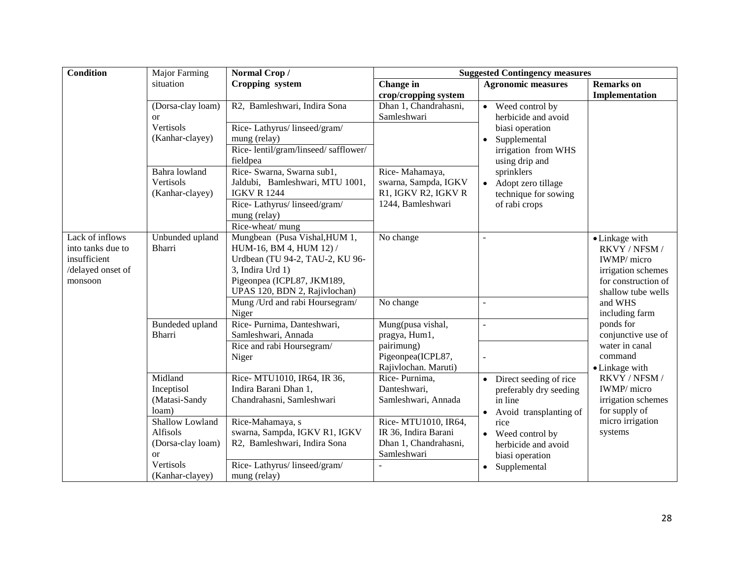| Condition | Major Farming situation | Normal Crop / Cropping system | Suggested Contingency measures | | |
|---|---|---|---|---|---|
| | | | Change in crop/cropping system | Agronomic measures | Remarks on Implementation |
| | (Dorsa-clay loam) or Vertisols (Kanhar-clayey) | R2, Bamleshwari, Indira Sona | Dhan 1, Chandrahasni, Samleshwari | • Weed control by herbicide and avoid biasi operation<br>• Supplemental irrigation from WHS using drip and sprinklers<br>• Adopt zero tillage technique for sowing of rabi crops | |
| | | Rice- Lathyrus/ linseed/gram/ mung (relay) | | | |
| | | Rice- lentil/gram/linseed/ safflower/ fieldpea | | | |
| | Bahra lowland Vertisols (Kanhar-clayey) | Rice- Swarna, Swarna sub1, Jaldubi, Bamleshwari, MTU 1001, IGKV R 1244 | Rice- Mahamaya, swarna, Sampda, IGKV R1, IGKV R2, IGKV R 1244, Bamleshwari | | |
| | | Rice- Lathyrus/ linseed/gram/ mung (relay) | | | |
| | | Rice-wheat/ mung | | | |
| Lack of inflows into tanks due to insufficient /delayed onset of monsoon | Unbunded upland Bharri | Mungbean (Pusa Vishal,HUM 1, HUM-16, BM 4, HUM 12) / Urdbean (TU 94-2, TAU-2, KU 96-3, Indira Urd 1) Pigeonpea (ICPL87, JKM189, UPAS 120, BDN 2, Rajivlochan) | No change | - | • Linkage with RKVY / NFSM / IWMP/ micro irrigation schemes for construction of shallow tube wells and WHS including farm ponds for conjunctive use of water in canal command<br>• Linkage with RKVY / NFSM / IWMP/ micro irrigation schemes for supply of micro irrigation systems |
| | | Mung /Urd and rabi Hoursegram/ Niger | No change | - | |
| | Bundeded upland Bharri | Rice- Purnima, Danteshwari, Samleshwari, Annada | Mung(pusa vishal, pragya, Hum1, pairimung) Pigeonpea(ICPL87, Rajivlochan. Maruti) | - | |
| | | Rice and rabi Hoursegram/ Niger | | - | |
| | Midland Inceptisol (Matasi-Sandy loam) | Rice- MTU1010, IR64, IR 36, Indira Barani Dhan 1, Chandrahasni, Samleshwari | Rice- Purnima, Danteshwari, Samleshwari, Annada | • Direct seeding of rice preferably dry seeding in line<br>• Avoid transplanting of rice<br>• Weed control by herbicide and avoid biasi operation<br>• Supplemental | |
| | Shallow Lowland Alfisols (Dorsa-clay loam) or Vertisols (Kanhar-clayey) | Rice-Mahamaya, s swarna, Sampda, IGKV R1, IGKV R2, Bamleshwari, Indira Sona | Rice- MTU1010, IR64, IR 36, Indira Barani Dhan 1, Chandrahasni, Samleshwari | | |
| | | Rice- Lathyrus/ linseed/gram/ mung (relay) | - | | |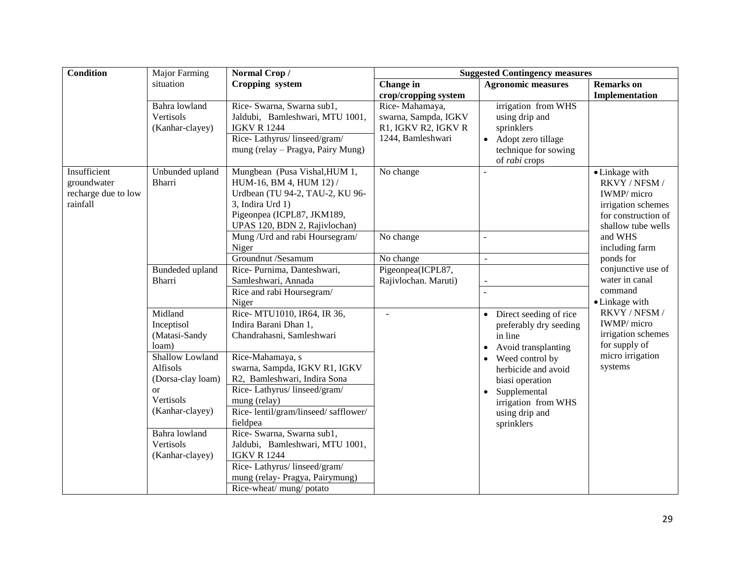| Condition | Major Farming situation | Normal Crop / Cropping system | Suggested Contingency measures | | |
|---|---|---|---|---|---|
| | | | Change in crop/cropping system | Agronomic measures | Remarks on Implementation |
| | Bahra lowland Vertisols (Kanhar-clayey) | Rice- Swarna, Swarna sub1, Jaldubi, Bamleshwari, MTU 1001, IGKV R 1244 | Rice- Mahamaya, swarna, Sampda, IGKV R1, IGKV R2, IGKV R 1244, Bamleshwari | irrigation from WHS using drip and sprinklers<br>• Adopt zero tillage technique for sowing of *rabi* crops | |
| | | Rice- Lathyrus/ linseed/gram/ mung (relay – Pragya, Pairy Mung) | | | |
| Insufficient groundwater recharge due to low rainfall | Unbunded upland Bharri | Mungbean (Pusa Vishal,HUM 1, HUM-16, BM 4, HUM 12) / Urdbean (TU 94-2, TAU-2, KU 96-3, Indira Urd 1)<br>Pigeonpea (ICPL87, JKM189, UPAS 120, BDN 2, Rajivlochan) | No change | - | • Linkage with RKVY / NFSM / IWMP/ micro irrigation schemes for construction of shallow tube wells and WHS including farm ponds for conjunctive use of water in canal command<br>• Linkage with RKVY / NFSM / IWMP/ micro irrigation schemes for supply of micro irrigation systems |
| | | Mung /Urd and rabi Hoursegram/ Niger | No change | - | |
| | | Groundnut /Sesamum | No change | - | |
| | Bundeded upland Bharri | Rice- Purnima, Danteshwari, Samleshwari, Annada | Pigeonpea(ICPL87, Rajivlochan. Maruti) | - | |
| | | Rice and rabi Hoursegram/ Niger | | - | |
| | Midland Inceptisol (Matasi-Sandy loam) | Rice- MTU1010, IR64, IR 36, Indira Barani Dhan 1, Chandrahasni, Samleshwari | - | • Direct seeding of rice preferably dry seeding in line<br>• Avoid transplanting<br>• Weed control by herbicide and avoid biasi operation<br>• Supplemental irrigation from WHS using drip and sprinklers | |
| | Shallow Lowland Alfisols (Dorsa-clay loam) or Vertisols (Kanhar-clayey) | Rice-Mahamaya, s swarna, Sampda, IGKV R1, IGKV R2, Bamleshwari, Indira Sona | | | |
| | | Rice- Lathyrus/ linseed/gram/ mung (relay) | | | |
| | | Rice- lentil/gram/linseed/ safflower/ fieldpea | | | |
| | Bahra lowland Vertisols (Kanhar-clayey) | Rice- Swarna, Swarna sub1, Jaldubi, Bamleshwari, MTU 1001, IGKV R 1244 | | | |
| | | Rice- Lathyrus/ linseed/gram/ mung (relay- Pragya, Pairymung) | | | |
| | | Rice-wheat/ mung/ potato | | | |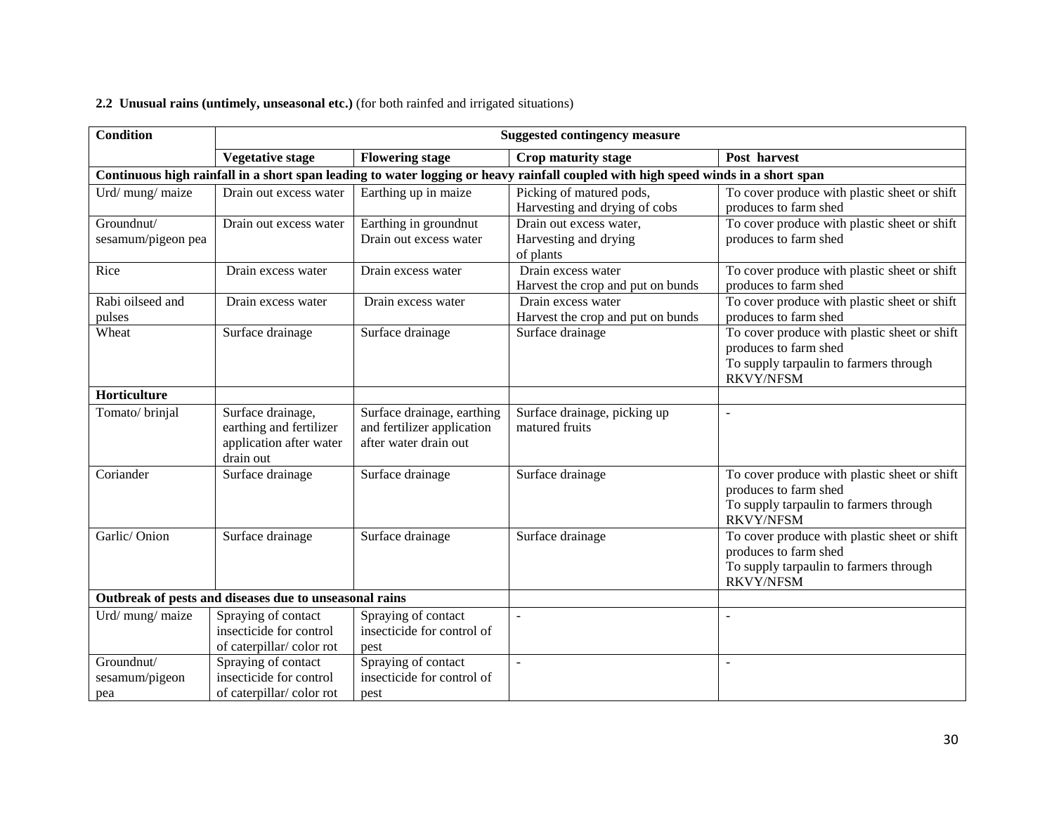**2.2 Unusual rains (untimely, unseasonal etc.)** (for both rainfed and irrigated situations)

| Condition | Suggested contingency measure | | | |
|---|---|---|---|---|
| | **Vegetative stage** | **Flowering stage** | **Crop maturity stage** | **Post harvest** |
| **Continuous high rainfall in a short span leading to water logging or heavy rainfall coupled with high speed winds in a short span** | | | | |
| Urd/ mung/ maize | Drain out excess water | Earthing up in maize | Picking of matured pods, Harvesting and drying of cobs | To cover produce with plastic sheet or shift produces to farm shed |
| Groundnut/ sesamum/pigeon pea | Drain out excess water | Earthing in groundnut Drain out excess water | Drain out excess water, Harvesting and drying of plants | To cover produce with plastic sheet or shift produces to farm shed |
| Rice | Drain excess water | Drain excess water | Drain excess water Harvest the crop and put on bunds | To cover produce with plastic sheet or shift produces to farm shed |
| Rabi oilseed and pulses | Drain excess water | Drain excess water | Drain excess water Harvest the crop and put on bunds | To cover produce with plastic sheet or shift produces to farm shed |
| Wheat | Surface drainage | Surface drainage | Surface drainage | To cover produce with plastic sheet or shift produces to farm shed To supply tarpaulin to farmers through RKVY/NFSM |
| **Horticulture** | | | | |
| Tomato/ brinjal | Surface drainage, earthing and fertilizer application after water drain out | Surface drainage, earthing and fertilizer application after water drain out | Surface drainage, picking up matured fruits | - |
| Coriander | Surface drainage | Surface drainage | Surface drainage | To cover produce with plastic sheet or shift produces to farm shed To supply tarpaulin to farmers through RKVY/NFSM |
| Garlic/ Onion | Surface drainage | Surface drainage | Surface drainage | To cover produce with plastic sheet or shift produces to farm shed To supply tarpaulin to farmers through RKVY/NFSM |
| **Outbreak of pests and diseases due to unseasonal rains** | | | | |
| Urd/ mung/ maize | Spraying of contact insecticide for control of caterpillar/ color rot | Spraying of contact insecticide for control of pest | - | - |
| Groundnut/ sesamum/pigeon pea | Spraying of contact insecticide for control of caterpillar/ color rot | Spraying of contact insecticide for control of pest | - | - |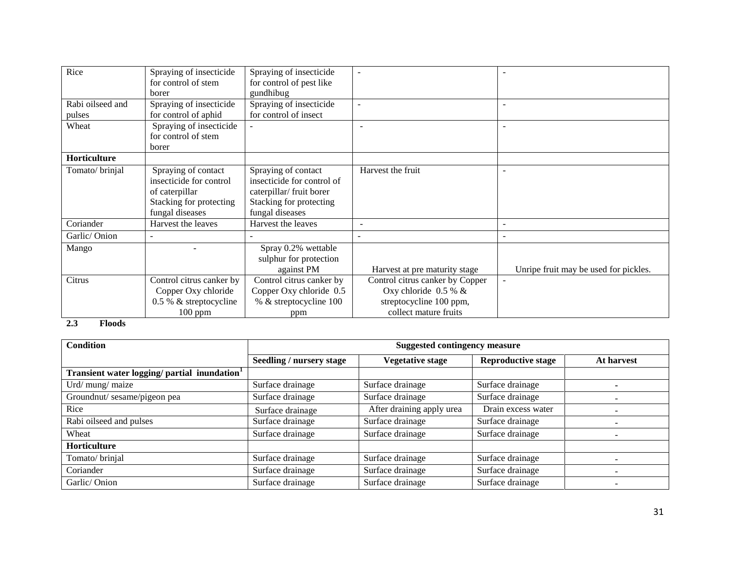| | | | | |
|---|---|---|---|---|
| Rice | Spraying of insecticide for control of stem borer | Spraying of insecticide for control of pest like gundhibug | - | - |
| Rabi oilseed and pulses | Spraying of insecticide for control of aphid | Spraying of insecticide for control of insect | - | - |
| Wheat | Spraying of insecticide for control of stem borer | - | - | - |
| **Horticulture** | | | | |
| Tomato/ brinjal | Spraying of contact insecticide for control of caterpillar Stacking for protecting fungal diseases | Spraying of contact insecticide for control of caterpillar/ fruit borer Stacking for protecting fungal diseases | Harvest the fruit | - |
| Coriander | Harvest the leaves | Harvest the leaves | - | - |
| Garlic/ Onion | - | - | - | - |
| Mango | - | Spray 0.2% wettable sulphur for protection against PM | Harvest at pre maturity stage | Unripe fruit may be used for pickles. |
| Citrus | Control citrus canker by Copper Oxy chloride 0.5 % & streptocycline 100 ppm | Control citrus canker by Copper Oxy chloride 0.5 % & streptocycline 100 ppm | Control citrus canker by Copper Oxy chloride 0.5 % & streptocycline 100 ppm, collect mature fruits | - |

**2.3 Floods**

| Condition | Suggested contingency measure | | | |
|---|---|---|---|---|
| | **Seedling / nursery stage** | **Vegetative stage** | **Reproductive stage** | **At harvest** |
| **Transient water logging/ partial inundation[1]** | | | | |
| Urd/ mung/ maize | Surface drainage | Surface drainage | Surface drainage | - |
| Groundnut/ sesame/pigeon pea | Surface drainage | Surface drainage | Surface drainage | - |
| Rice | Surface drainage | After draining apply urea | Drain excess water | - |
| Rabi oilseed and pulses | Surface drainage | Surface drainage | Surface drainage | - |
| Wheat | Surface drainage | Surface drainage | Surface drainage | - |
| **Horticulture** | | | | |
| Tomato/ brinjal | Surface drainage | Surface drainage | Surface drainage | - |
| Coriander | Surface drainage | Surface drainage | Surface drainage | - |
| Garlic/ Onion | Surface drainage | Surface drainage | Surface drainage | - |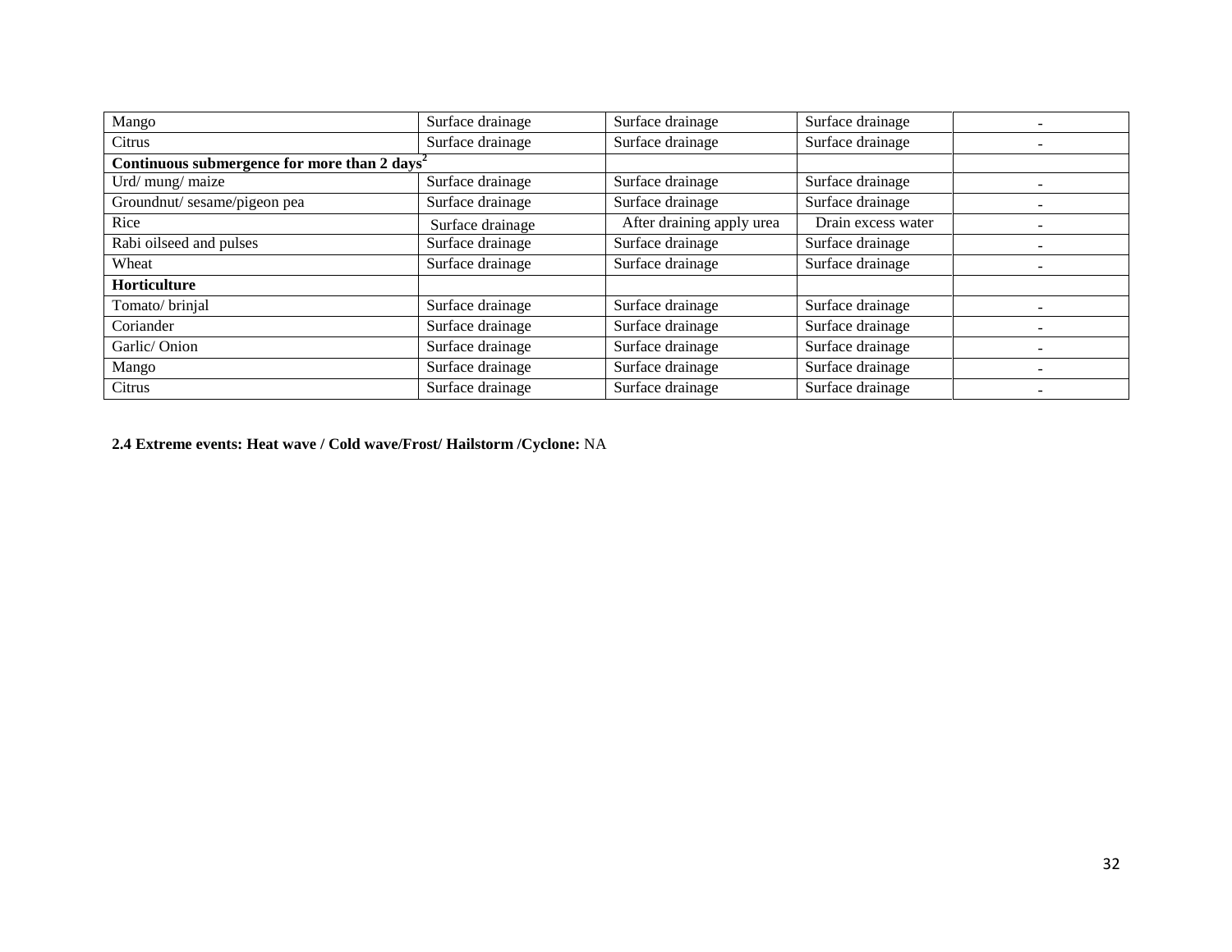| | | | | |
|---|---|---|---|---|
| Mango | Surface drainage | Surface drainage | Surface drainage | - |
| Citrus | Surface drainage | Surface drainage | Surface drainage | - |
| **Continuous submergence for more than 2 days[2]** | | | | |
| Urd/ mung/ maize | Surface drainage | Surface drainage | Surface drainage | - |
| Groundnut/ sesame/pigeon pea | Surface drainage | Surface drainage | Surface drainage | - |
| Rice | Surface drainage | After draining apply urea | Drain excess water | - |
| Rabi oilseed and pulses | Surface drainage | Surface drainage | Surface drainage | - |
| Wheat | Surface drainage | Surface drainage | Surface drainage | - |
| **Horticulture** | | | | |
| Tomato/ brinjal | Surface drainage | Surface drainage | Surface drainage | - |
| Coriander | Surface drainage | Surface drainage | Surface drainage | - |
| Garlic/ Onion | Surface drainage | Surface drainage | Surface drainage | - |
| Mango | Surface drainage | Surface drainage | Surface drainage | - |
| Citrus | Surface drainage | Surface drainage | Surface drainage | - |

**2.4 Extreme events: Heat wave / Cold wave/Frost/ Hailstorm /Cyclone:** NA